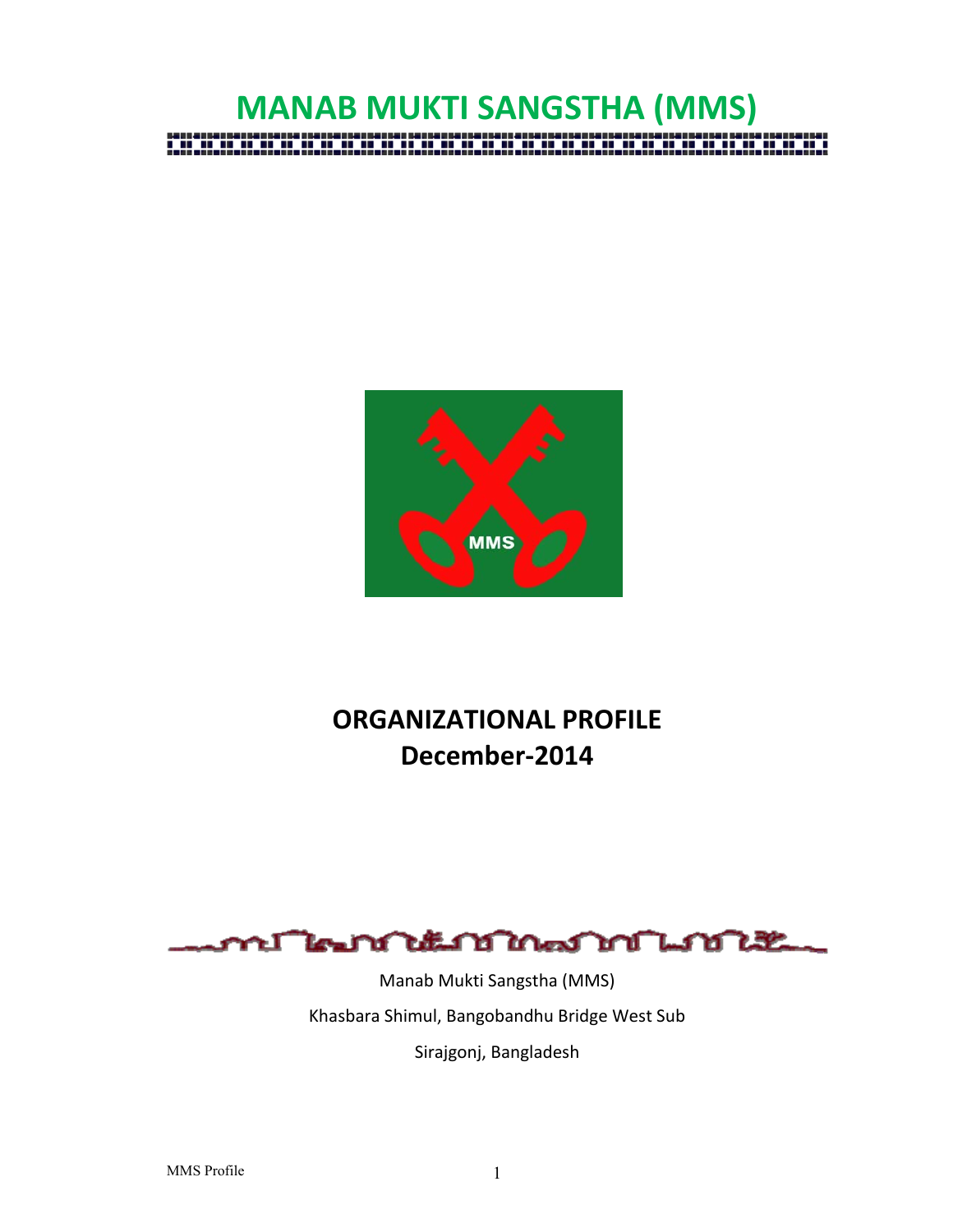# MANAB MUKTI SANGSTHA (MMS)

## ORGANIZATIONAL PROFILE
## December-2014

Manab Mukti Sangstha (MMS)

Khasbara Shimul, Bangobandhu Bridge West Sub

Sirajgonj, Bangladesh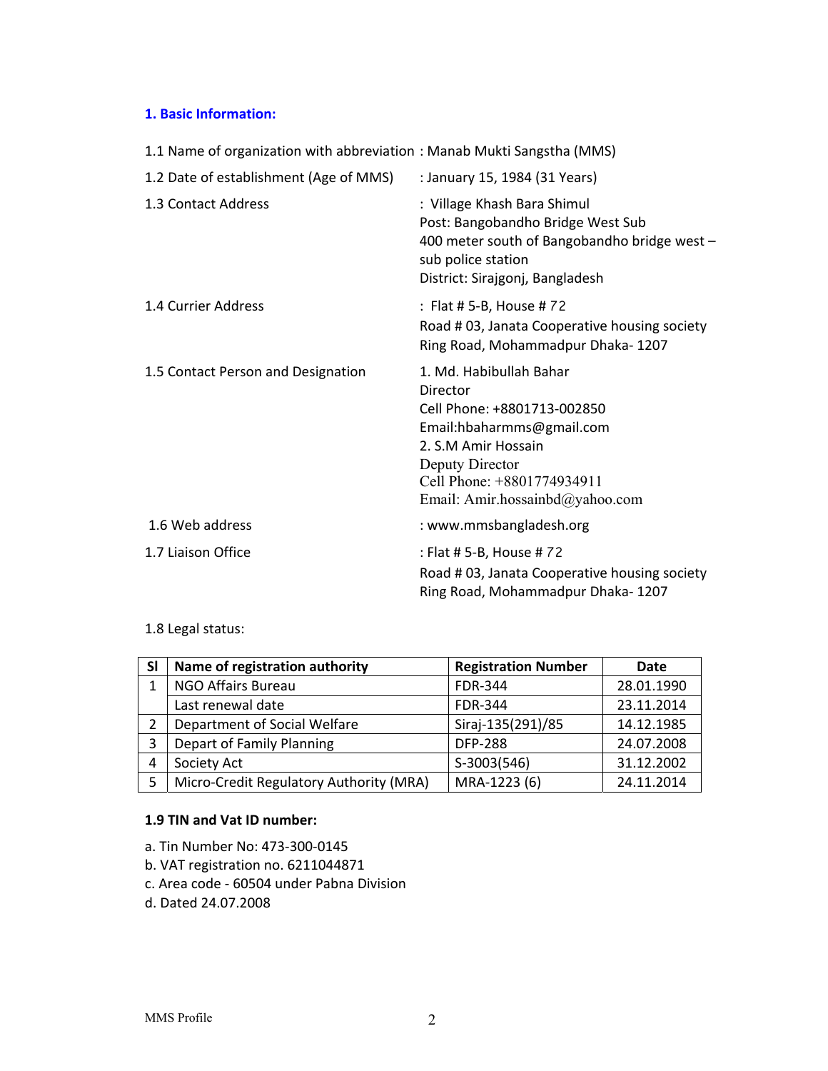## 1. Basic Information:

1.1 Name of organization with abbreviation : Manab Mukti Sangstha (MMS)

1.2 Date of establishment (Age of MMS) : January 15, 1984 (31 Years)

1.3 Contact Address : Village Khash Bara Shimul
Post: Bangobandho Bridge West Sub
400 meter south of Bangobandho bridge west – sub police station
District: Sirajgonj, Bangladesh

1.4 Currier Address : Flat # 5-B, House # 72
Road # 03, Janata Cooperative housing society
Ring Road, Mohammadpur Dhaka- 1207

1.5 Contact Person and Designation

1. Md. Habibullah Bahar
Director
Cell Phone: +8801713-002850
Email:hbaharmms@gmail.com
2. S.M Amir Hossain
Deputy Director
Cell Phone: +8801774934911
Email: Amir.hossainbd@yahoo.com

1.6 Web address : www.mmsbangladesh.org

1.7 Liaison Office : Flat # 5-B, House # 72
Road # 03, Janata Cooperative housing society
Ring Road, Mohammadpur Dhaka- 1207

1.8 Legal status:

| Sl | Name of registration authority | Registration Number | Date |
|---|---|---|---|
| 1 | NGO Affairs Bureau | FDR-344 | 28.01.1990 |
| | Last renewal date | FDR-344 | 23.11.2014 |
| 2 | Department of Social Welfare | Siraj-135(291)/85 | 14.12.1985 |
| 3 | Depart of Family Planning | DFP-288 | 24.07.2008 |
| 4 | Society Act | S-3003(546) | 31.12.2002 |
| 5 | Micro-Credit Regulatory Authority (MRA) | MRA-1223 (6) | 24.11.2014 |

**1.9 TIN and Vat ID number:**

a. Tin Number No: 473-300-0145
b. VAT registration no. 6211044871
c. Area code - 60504 under Pabna Division
d. Dated 24.07.2008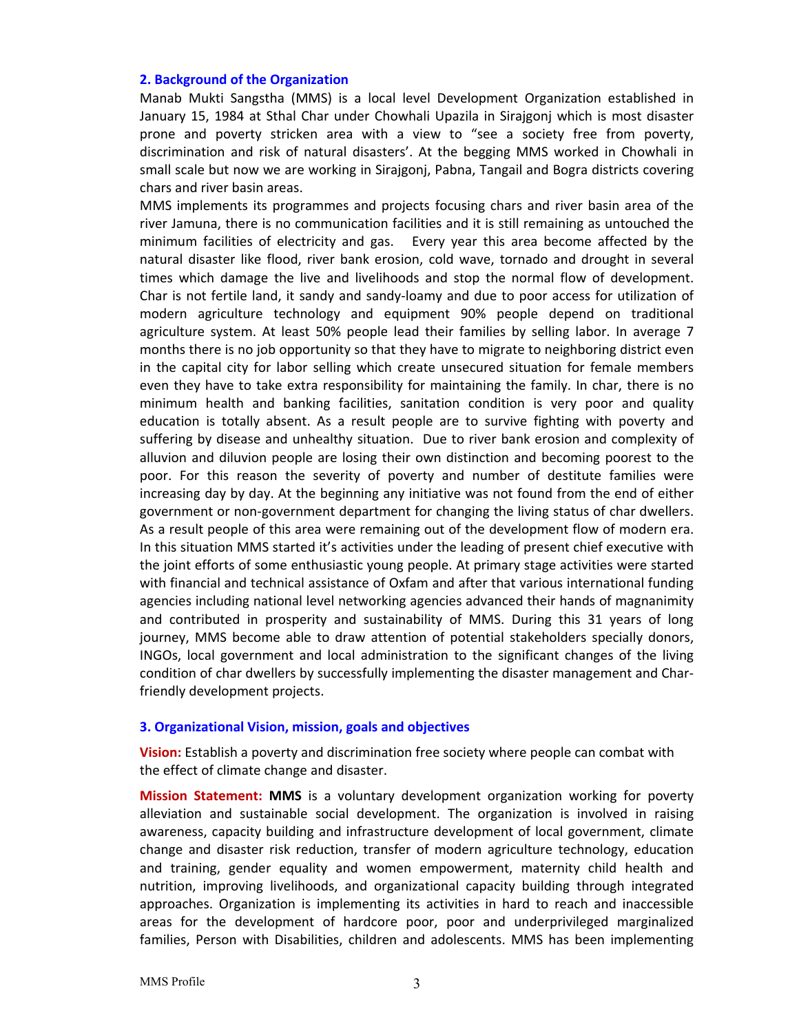## 2. Background of the Organization

Manab Mukti Sangstha (MMS) is a local level Development Organization established in January 15, 1984 at Sthal Char under Chowhali Upazila in Sirajgonj which is most disaster prone and poverty stricken area with a view to "see a society free from poverty, discrimination and risk of natural disasters'. At the begging MMS worked in Chowhali in small scale but now we are working in Sirajgonj, Pabna, Tangail and Bogra districts covering chars and river basin areas.

MMS implements its programmes and projects focusing chars and river basin area of the river Jamuna, there is no communication facilities and it is still remaining as untouched the minimum facilities of electricity and gas. Every year this area become affected by the natural disaster like flood, river bank erosion, cold wave, tornado and drought in several times which damage the live and livelihoods and stop the normal flow of development. Char is not fertile land, it sandy and sandy-loamy and due to poor access for utilization of modern agriculture technology and equipment 90% people depend on traditional agriculture system. At least 50% people lead their families by selling labor. In average 7 months there is no job opportunity so that they have to migrate to neighboring district even in the capital city for labor selling which create unsecured situation for female members even they have to take extra responsibility for maintaining the family. In char, there is no minimum health and banking facilities, sanitation condition is very poor and quality education is totally absent. As a result people are to survive fighting with poverty and suffering by disease and unhealthy situation. Due to river bank erosion and complexity of alluvion and diluvion people are losing their own distinction and becoming poorest to the poor. For this reason the severity of poverty and number of destitute families were increasing day by day. At the beginning any initiative was not found from the end of either government or non-government department for changing the living status of char dwellers. As a result people of this area were remaining out of the development flow of modern era. In this situation MMS started it's activities under the leading of present chief executive with the joint efforts of some enthusiastic young people. At primary stage activities were started with financial and technical assistance of Oxfam and after that various international funding agencies including national level networking agencies advanced their hands of magnanimity and contributed in prosperity and sustainability of MMS. During this 31 years of long journey, MMS become able to draw attention of potential stakeholders specially donors, INGOs, local government and local administration to the significant changes of the living condition of char dwellers by successfully implementing the disaster management and Char-friendly development projects.

## 3. Organizational Vision, mission, goals and objectives

**Vision:** Establish a poverty and discrimination free society where people can combat with the effect of climate change and disaster.

**Mission Statement:** **MMS** is a voluntary development organization working for poverty alleviation and sustainable social development. The organization is involved in raising awareness, capacity building and infrastructure development of local government, climate change and disaster risk reduction, transfer of modern agriculture technology, education and training, gender equality and women empowerment, maternity child health and nutrition, improving livelihoods, and organizational capacity building through integrated approaches. Organization is implementing its activities in hard to reach and inaccessible areas for the development of hardcore poor, poor and underprivileged marginalized families, Person with Disabilities, children and adolescents. MMS has been implementing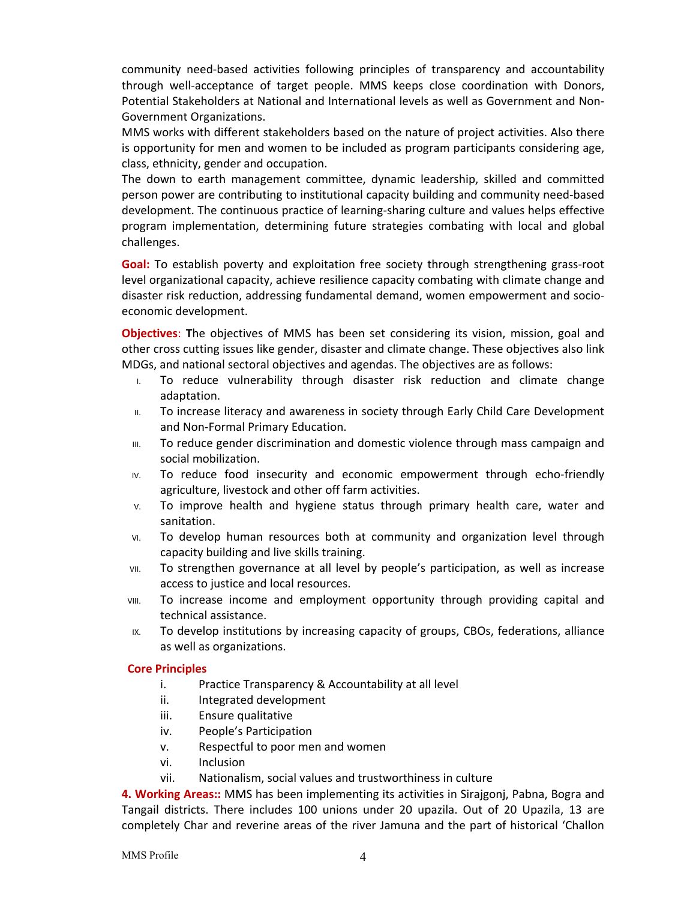community need-based activities following principles of transparency and accountability through well-acceptance of target people. MMS keeps close coordination with Donors, Potential Stakeholders at National and International levels as well as Government and Non-Government Organizations.

MMS works with different stakeholders based on the nature of project activities. Also there is opportunity for men and women to be included as program participants considering age, class, ethnicity, gender and occupation.

The down to earth management committee, dynamic leadership, skilled and committed person power are contributing to institutional capacity building and community need-based development. The continuous practice of learning-sharing culture and values helps effective program implementation, determining future strategies combating with local and global challenges.

**Goal:** To establish poverty and exploitation free society through strengthening grass-root level organizational capacity, achieve resilience capacity combating with climate change and disaster risk reduction, addressing fundamental demand, women empowerment and socio-economic development.

**Objectives**: **T**he objectives of MMS has been set considering its vision, mission, goal and other cross cutting issues like gender, disaster and climate change. These objectives also link MDGs, and national sectoral objectives and agendas. The objectives are as follows:

- I. To reduce vulnerability through disaster risk reduction and climate change adaptation.
- II. To increase literacy and awareness in society through Early Child Care Development and Non-Formal Primary Education.
- III. To reduce gender discrimination and domestic violence through mass campaign and social mobilization.
- IV. To reduce food insecurity and economic empowerment through echo-friendly agriculture, livestock and other off farm activities.
- V. To improve health and hygiene status through primary health care, water and sanitation.
- VI. To develop human resources both at community and organization level through capacity building and live skills training.
- VII. To strengthen governance at all level by people's participation, as well as increase access to justice and local resources.
- VIII. To increase income and employment opportunity through providing capital and technical assistance.
- IX. To develop institutions by increasing capacity of groups, CBOs, federations, alliance as well as organizations.

**Core Principles**

- i. Practice Transparency & Accountability at all level
- ii. Integrated development
- iii. Ensure qualitative
- iv. People's Participation
- v. Respectful to poor men and women
- vi. Inclusion
- vii. Nationalism, social values and trustworthiness in culture

**4. Working Areas::** MMS has been implementing its activities in Sirajgonj, Pabna, Bogra and Tangail districts. There includes 100 unions under 20 upazila. Out of 20 Upazila, 13 are completely Char and reverine areas of the river Jamuna and the part of historical 'Challon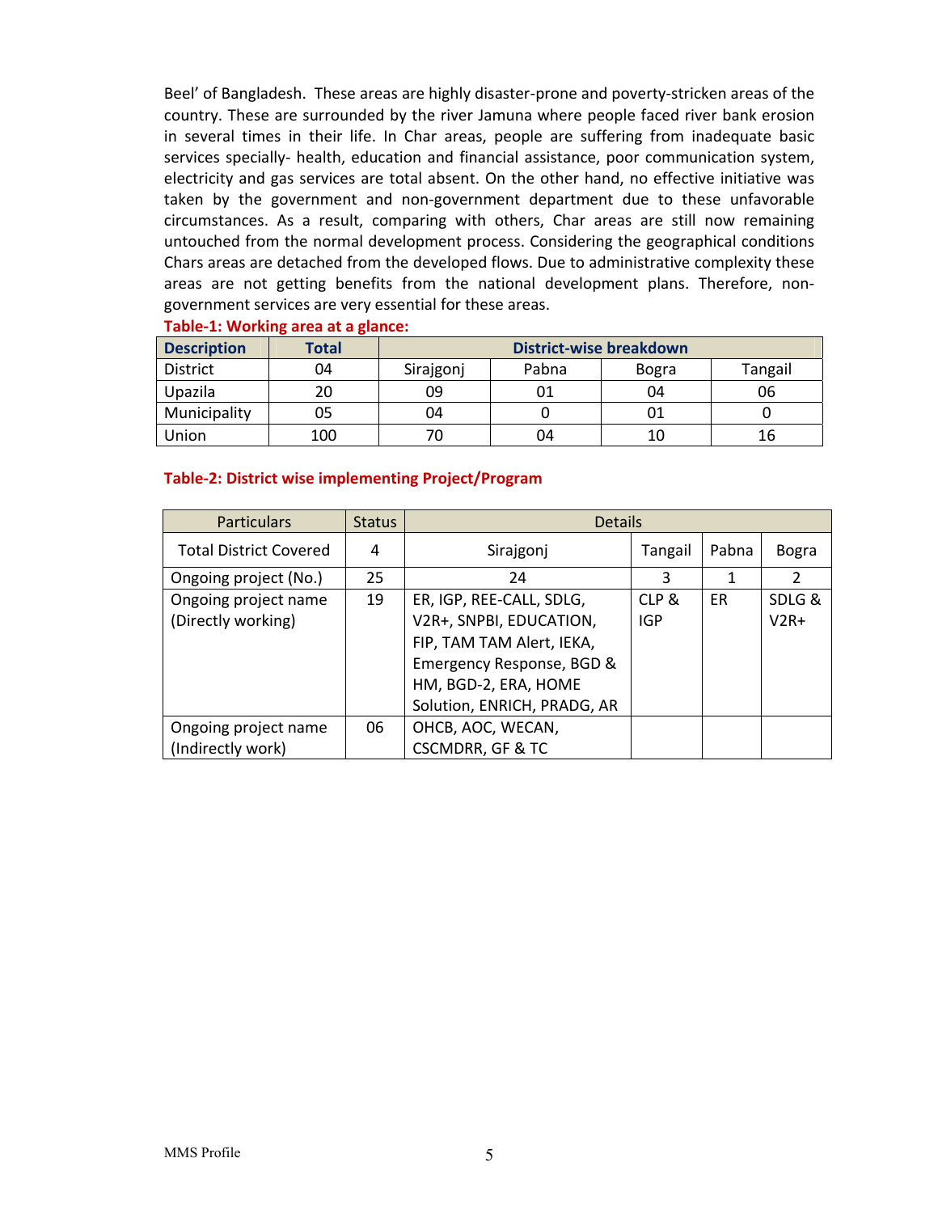Beel' of Bangladesh. These areas are highly disaster-prone and poverty-stricken areas of the country. These are surrounded by the river Jamuna where people faced river bank erosion in several times in their life. In Char areas, people are suffering from inadequate basic services specially- health, education and financial assistance, poor communication system, electricity and gas services are total absent. On the other hand, no effective initiative was taken by the government and non-government department due to these unfavorable circumstances. As a result, comparing with others, Char areas are still now remaining untouched from the normal development process. Considering the geographical conditions Chars areas are detached from the developed flows. Due to administrative complexity these areas are not getting benefits from the national development plans. Therefore, non-government services are very essential for these areas.

**Table-1: Working area at a glance:**

| Description | Total | District-wise breakdown | | | |
|---|---|---|---|---|---|
| District | 04 | Sirajgonj | Pabna | Bogra | Tangail |
| Upazila | 20 | 09 | 01 | 04 | 06 |
| Municipality | 05 | 04 | 0 | 01 | 0 |
| Union | 100 | 70 | 04 | 10 | 16 |

**Table-2: District wise implementing Project/Program**

| Particulars | Status | Details | | | |
|---|---|---|---|---|---|
| Total District Covered | 4 | Sirajgonj | Tangail | Pabna | Bogra |
| Ongoing project (No.) | 25 | 24 | 3 | 1 | 2 |
| Ongoing project name (Directly working) | 19 | ER, IGP, REE-CALL, SDLG, V2R+, SNPBI, EDUCATION, FIP, TAM TAM Alert, IEKA, Emergency Response, BGD & HM, BGD-2, ERA, HOME Solution, ENRICH, PRADG, AR | CLP & IGP | ER | SDLG & V2R+ |
| Ongoing project name (Indirectly work) | 06 | OHCB, AOC, WECAN, CSCMDRR, GF & TC | | | |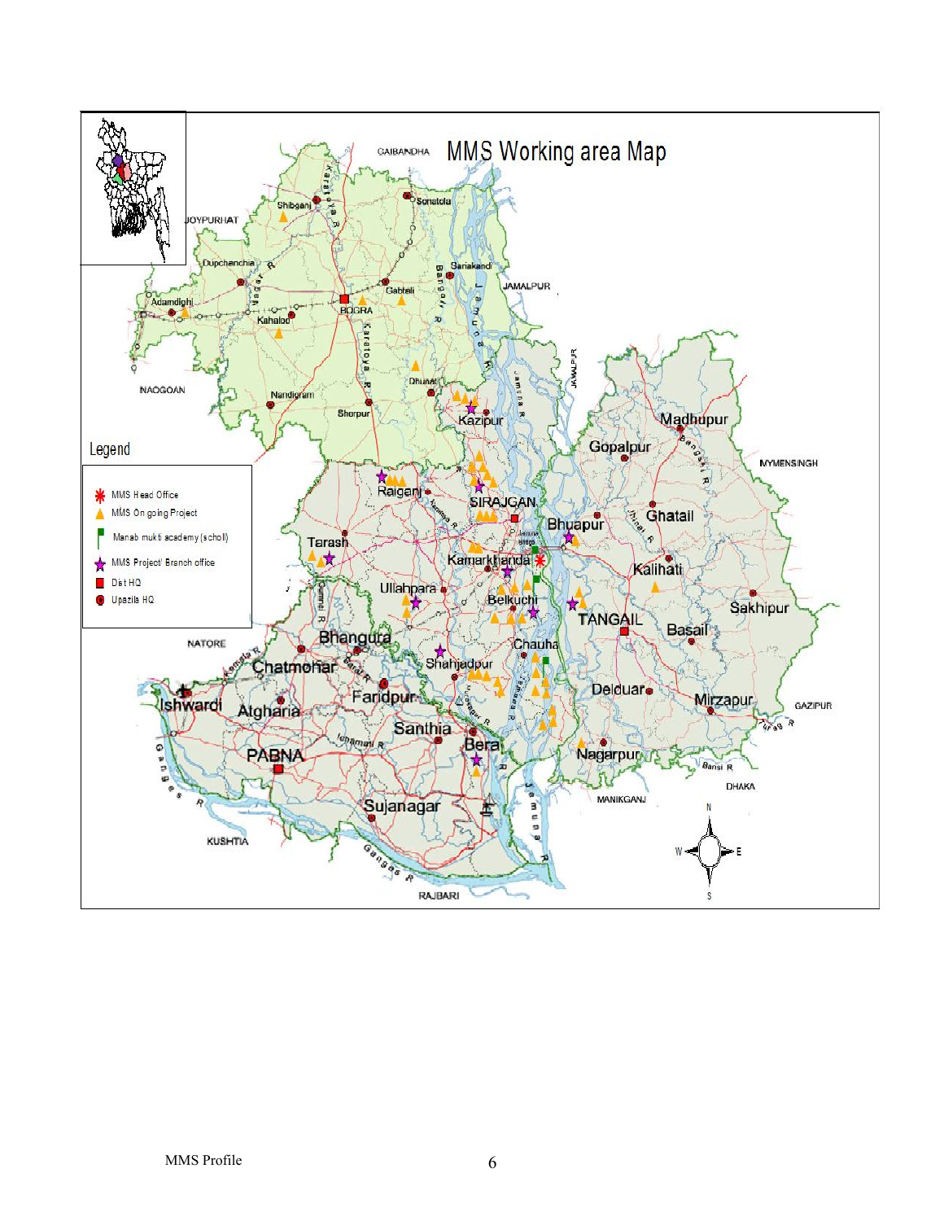# MMS Working area Map

**Legend**

- MMS Head Office
- MMS On going Project
- Manab mukti academy (scholl)
- MMS Project/ Branch office
- Dist HQ
- Upazila HQ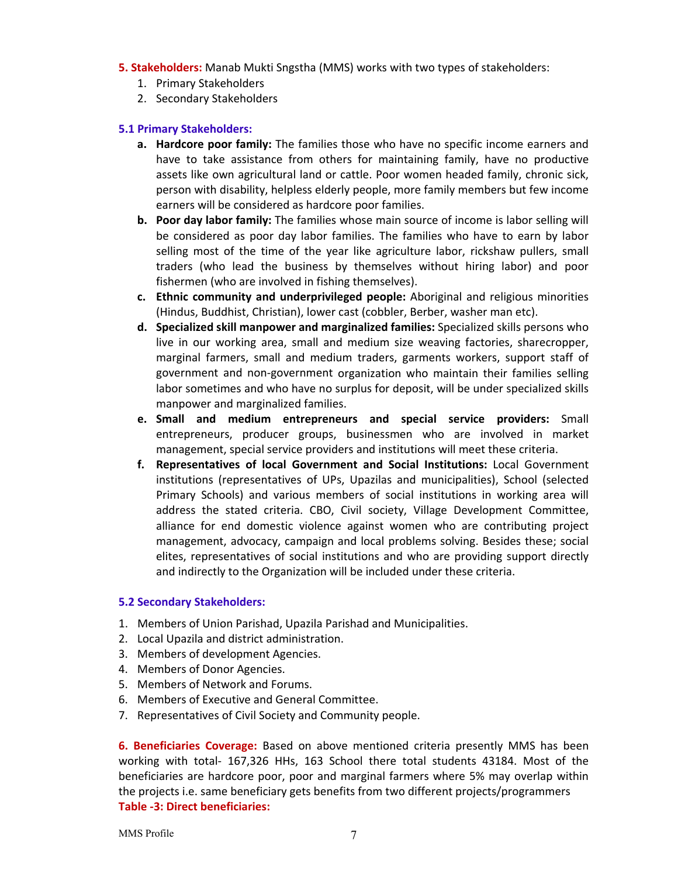**5. Stakeholders:** Manab Mukti Sngstha (MMS) works with two types of stakeholders:

1. Primary Stakeholders
2. Secondary Stakeholders

### 5.1 Primary Stakeholders:

a. **Hardcore poor family:** The families those who have no specific income earners and have to take assistance from others for maintaining family, have no productive assets like own agricultural land or cattle. Poor women headed family, chronic sick, person with disability, helpless elderly people, more family members but few income earners will be considered as hardcore poor families.

b. **Poor day labor family:** The families whose main source of income is labor selling will be considered as poor day labor families. The families who have to earn by labor selling most of the time of the year like agriculture labor, rickshaw pullers, small traders (who lead the business by themselves without hiring labor) and poor fishermen (who are involved in fishing themselves).

c. **Ethnic community and underprivileged people:** Aboriginal and religious minorities (Hindus, Buddhist, Christian), lower cast (cobbler, Berber, washer man etc).

d. **Specialized skill manpower and marginalized families:** Specialized skills persons who live in our working area, small and medium size weaving factories, sharecropper, marginal farmers, small and medium traders, garments workers, support staff of government and non-government organization who maintain their families selling labor sometimes and who have no surplus for deposit, will be under specialized skills manpower and marginalized families.

e. **Small and medium entrepreneurs and special service providers:** Small entrepreneurs, producer groups, businessmen who are involved in market management, special service providers and institutions will meet these criteria.

f. **Representatives of local Government and Social Institutions:** Local Government institutions (representatives of UPs, Upazilas and municipalities), School (selected Primary Schools) and various members of social institutions in working area will address the stated criteria. CBO, Civil society, Village Development Committee, alliance for end domestic violence against women who are contributing project management, advocacy, campaign and local problems solving. Besides these; social elites, representatives of social institutions and who are providing support directly and indirectly to the Organization will be included under these criteria.

### 5.2 Secondary Stakeholders:

1. Members of Union Parishad, Upazila Parishad and Municipalities.
2. Local Upazila and district administration.
3. Members of development Agencies.
4. Members of Donor Agencies.
5. Members of Network and Forums.
6. Members of Executive and General Committee.
7. Representatives of Civil Society and Community people.

**6. Beneficiaries Coverage:** Based on above mentioned criteria presently MMS has been working with total- 167,326 HHs, 163 School there total students 43184. Most of the beneficiaries are hardcore poor, poor and marginal farmers where 5% may overlap within the projects i.e. same beneficiary gets benefits from two different projects/programmers

**Table -3: Direct beneficiaries:**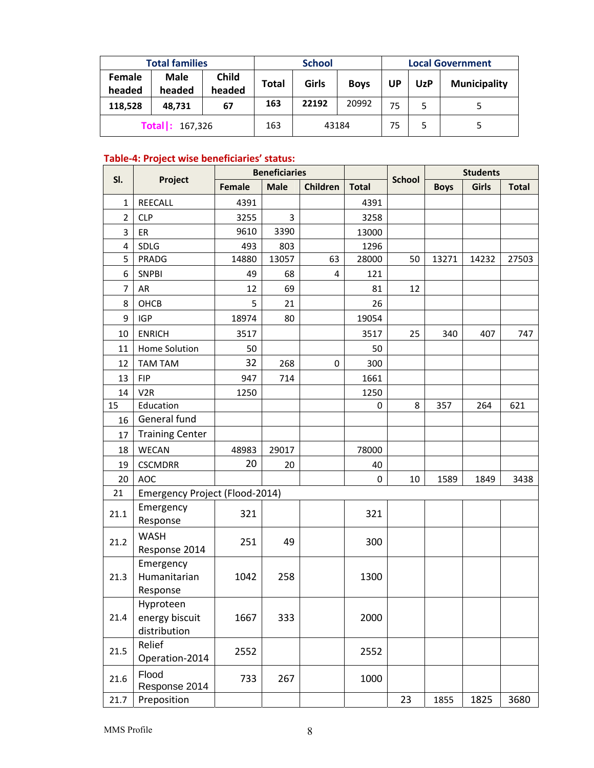| Total families | | | School | | | Local Government | | |
|---|---|---|---|---|---|---|---|---|
| Female headed | Male headed | Child headed | Total | Girls | Boys | UP | UzP | Municipality |
| 118,528 | 48,731 | 67 | 163 | 22192 | 20992 | 75 | 5 | 5 |
| Total\|: 167,326 | | | 163 | 43184 | | 75 | 5 | 5 |

**Table-4: Project wise beneficiaries' status:**

| Sl. | Project | Beneficiaries | | | | School | Students | | |
|---|---|---|---|---|---|---|---|---|---|
| | | Female | Male | Children | Total | | Boys | Girls | Total |
| 1 | REECALL | 4391 | | | 4391 | | | | |
| 2 | CLP | 3255 | 3 | | 3258 | | | | |
| 3 | ER | 9610 | 3390 | | 13000 | | | | |
| 4 | SDLG | 493 | 803 | | 1296 | | | | |
| 5 | PRADG | 14880 | 13057 | 63 | 28000 | 50 | 13271 | 14232 | 27503 |
| 6 | SNPBI | 49 | 68 | 4 | 121 | | | | |
| 7 | AR | 12 | 69 | | 81 | 12 | | | |
| 8 | OHCB | 5 | 21 | | 26 | | | | |
| 9 | IGP | 18974 | 80 | | 19054 | | | | |
| 10 | ENRICH | 3517 | | | 3517 | 25 | 340 | 407 | 747 |
| 11 | Home Solution | 50 | | | 50 | | | | |
| 12 | TAM TAM | 32 | 268 | 0 | 300 | | | | |
| 13 | FIP | 947 | 714 | | 1661 | | | | |
| 14 | V2R | 1250 | | | 1250 | | | | |
| 15 | Education | | | | 0 | 8 | 357 | 264 | 621 |
| 16 | General fund | | | | | | | | |
| 17 | Training Center | | | | | | | | |
| 18 | WECAN | 48983 | 29017 | | 78000 | | | | |
| 19 | CSCMDRR | 20 | 20 | | 40 | | | | |
| 20 | AOC | | | | 0 | 10 | 1589 | 1849 | 3438 |
| 21 | Emergency Project (Flood-2014) | | | | | | | | |
| 21.1 | Emergency Response | 321 | | | 321 | | | | |
| 21.2 | WASH Response 2014 | 251 | 49 | | 300 | | | | |
| 21.3 | Emergency Humanitarian Response | 1042 | 258 | | 1300 | | | | |
| 21.4 | Hyproteen energy biscuit distribution | 1667 | 333 | | 2000 | | | | |
| 21.5 | Relief Operation-2014 | 2552 | | | 2552 | | | | |
| 21.6 | Flood Response 2014 | 733 | 267 | | 1000 | | | | |
| 21.7 | Preposition | | | | | 23 | 1855 | 1825 | 3680 |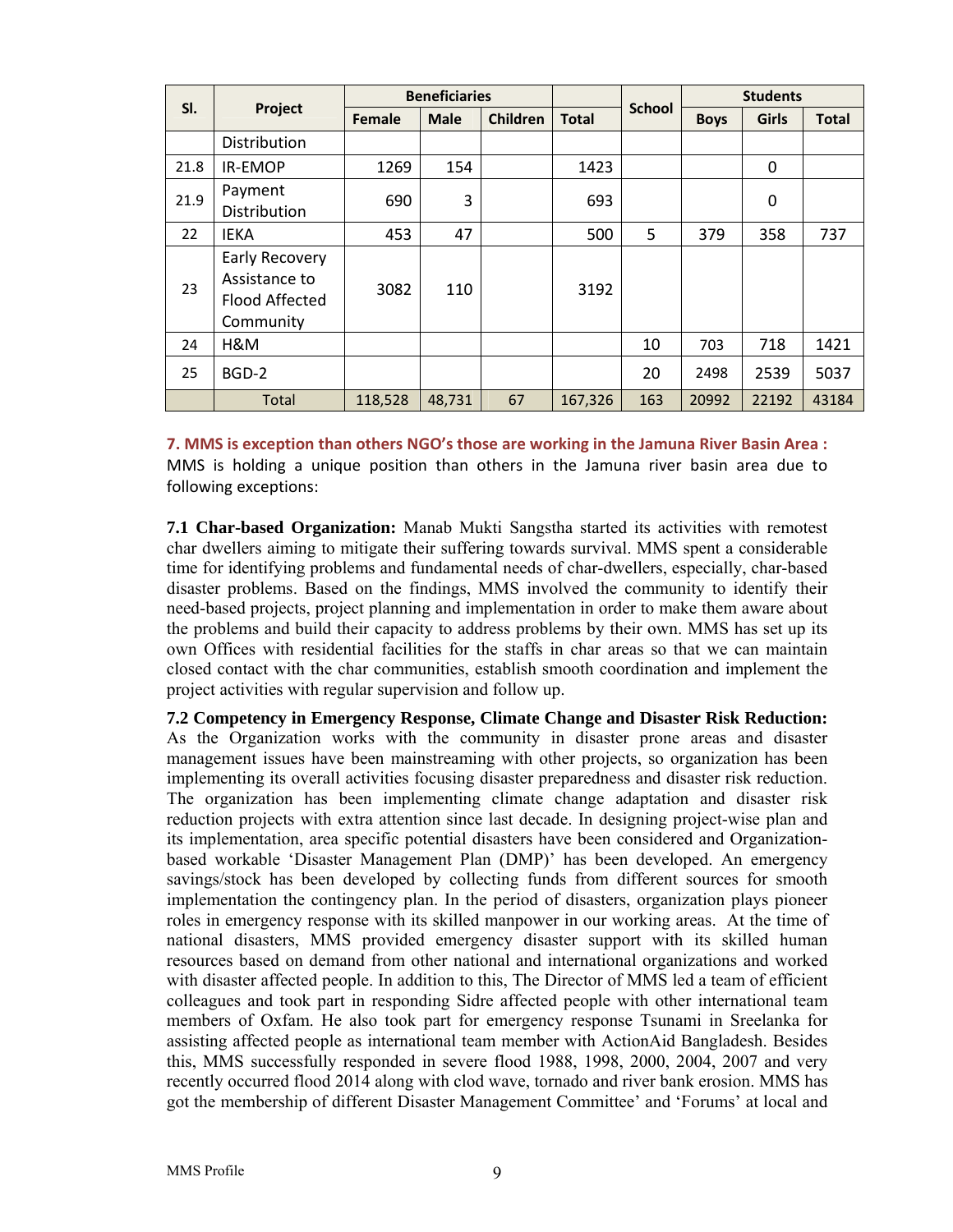| Sl. | Project | Beneficiaries | | | | School | Students | | |
|---|---|---|---|---|---|---|---|---|---|
| | | Female | Male | Children | Total | | Boys | Girls | Total |
| | Distribution | | | | | | | | |
| 21.8 | IR-EMOP | 1269 | 154 | | 1423 | | | 0 | |
| 21.9 | Payment Distribution | 690 | 3 | | 693 | | | 0 | |
| 22 | IEKA | 453 | 47 | | 500 | 5 | 379 | 358 | 737 |
| 23 | Early Recovery Assistance to Flood Affected Community | 3082 | 110 | | 3192 | | | | |
| 24 | H&M | | | | | 10 | 703 | 718 | 1421 |
| 25 | BGD-2 | | | | | 20 | 2498 | 2539 | 5037 |
| | Total | 118,528 | 48,731 | 67 | 167,326 | 163 | 20992 | 22192 | 43184 |

**7. MMS is exception than others NGO's those are working in the Jamuna River Basin Area :**
MMS is holding a unique position than others in the Jamuna river basin area due to following exceptions:

**7.1 Char-based Organization:** Manab Mukti Sangstha started its activities with remotest char dwellers aiming to mitigate their suffering towards survival. MMS spent a considerable time for identifying problems and fundamental needs of char-dwellers, especially, char-based disaster problems. Based on the findings, MMS involved the community to identify their need-based projects, project planning and implementation in order to make them aware about the problems and build their capacity to address problems by their own. MMS has set up its own Offices with residential facilities for the staffs in char areas so that we can maintain closed contact with the char communities, establish smooth coordination and implement the project activities with regular supervision and follow up.

**7.2 Competency in Emergency Response, Climate Change and Disaster Risk Reduction:** As the Organization works with the community in disaster prone areas and disaster management issues have been mainstreaming with other projects, so organization has been implementing its overall activities focusing disaster preparedness and disaster risk reduction. The organization has been implementing climate change adaptation and disaster risk reduction projects with extra attention since last decade. In designing project-wise plan and its implementation, area specific potential disasters have been considered and Organization-based workable 'Disaster Management Plan (DMP)' has been developed. An emergency savings/stock has been developed by collecting funds from different sources for smooth implementation the contingency plan. In the period of disasters, organization plays pioneer roles in emergency response with its skilled manpower in our working areas. At the time of national disasters, MMS provided emergency disaster support with its skilled human resources based on demand from other national and international organizations and worked with disaster affected people. In addition to this, The Director of MMS led a team of efficient colleagues and took part in responding Sidre affected people with other international team members of Oxfam. He also took part for emergency response Tsunami in Sreelanka for assisting affected people as international team member with ActionAid Bangladesh. Besides this, MMS successfully responded in severe flood 1988, 1998, 2000, 2004, 2007 and very recently occurred flood 2014 along with clod wave, tornado and river bank erosion. MMS has got the membership of different Disaster Management Committee' and 'Forums' at local and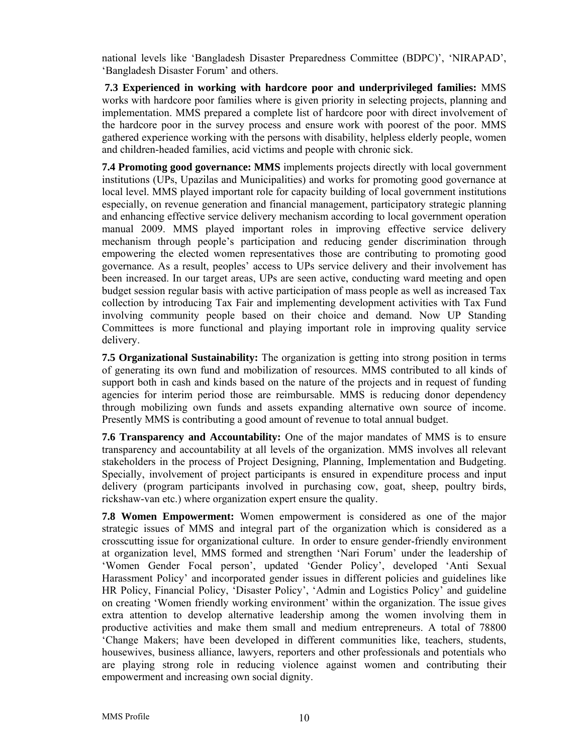national levels like 'Bangladesh Disaster Preparedness Committee (BDPC)', 'NIRAPAD', 'Bangladesh Disaster Forum' and others.

**7.3 Experienced in working with hardcore poor and underprivileged families:** MMS works with hardcore poor families where is given priority in selecting projects, planning and implementation. MMS prepared a complete list of hardcore poor with direct involvement of the hardcore poor in the survey process and ensure work with poorest of the poor. MMS gathered experience working with the persons with disability, helpless elderly people, women and children-headed families, acid victims and people with chronic sick.

**7.4 Promoting good governance: MMS** implements projects directly with local government institutions (UPs, Upazilas and Municipalities) and works for promoting good governance at local level. MMS played important role for capacity building of local government institutions especially, on revenue generation and financial management, participatory strategic planning and enhancing effective service delivery mechanism according to local government operation manual 2009. MMS played important roles in improving effective service delivery mechanism through people's participation and reducing gender discrimination through empowering the elected women representatives those are contributing to promoting good governance. As a result, peoples' access to UPs service delivery and their involvement has been increased. In our target areas, UPs are seen active, conducting ward meeting and open budget session regular basis with active participation of mass people as well as increased Tax collection by introducing Tax Fair and implementing development activities with Tax Fund involving community people based on their choice and demand. Now UP Standing Committees is more functional and playing important role in improving quality service delivery.

**7.5 Organizational Sustainability:** The organization is getting into strong position in terms of generating its own fund and mobilization of resources. MMS contributed to all kinds of support both in cash and kinds based on the nature of the projects and in request of funding agencies for interim period those are reimbursable. MMS is reducing donor dependency through mobilizing own funds and assets expanding alternative own source of income. Presently MMS is contributing a good amount of revenue to total annual budget.

**7.6 Transparency and Accountability:** One of the major mandates of MMS is to ensure transparency and accountability at all levels of the organization. MMS involves all relevant stakeholders in the process of Project Designing, Planning, Implementation and Budgeting. Specially, involvement of project participants is ensured in expenditure process and input delivery (program participants involved in purchasing cow, goat, sheep, poultry birds, rickshaw-van etc.) where organization expert ensure the quality.

**7.8 Women Empowerment:** Women empowerment is considered as one of the major strategic issues of MMS and integral part of the organization which is considered as a crosscutting issue for organizational culture. In order to ensure gender-friendly environment at organization level, MMS formed and strengthen 'Nari Forum' under the leadership of 'Women Gender Focal person', updated 'Gender Policy', developed 'Anti Sexual Harassment Policy' and incorporated gender issues in different policies and guidelines like HR Policy, Financial Policy, 'Disaster Policy', 'Admin and Logistics Policy' and guideline on creating 'Women friendly working environment' within the organization. The issue gives extra attention to develop alternative leadership among the women involving them in productive activities and make them small and medium entrepreneurs. A total of 78800 'Change Makers; have been developed in different communities like, teachers, students, housewives, business alliance, lawyers, reporters and other professionals and potentials who are playing strong role in reducing violence against women and contributing their empowerment and increasing own social dignity.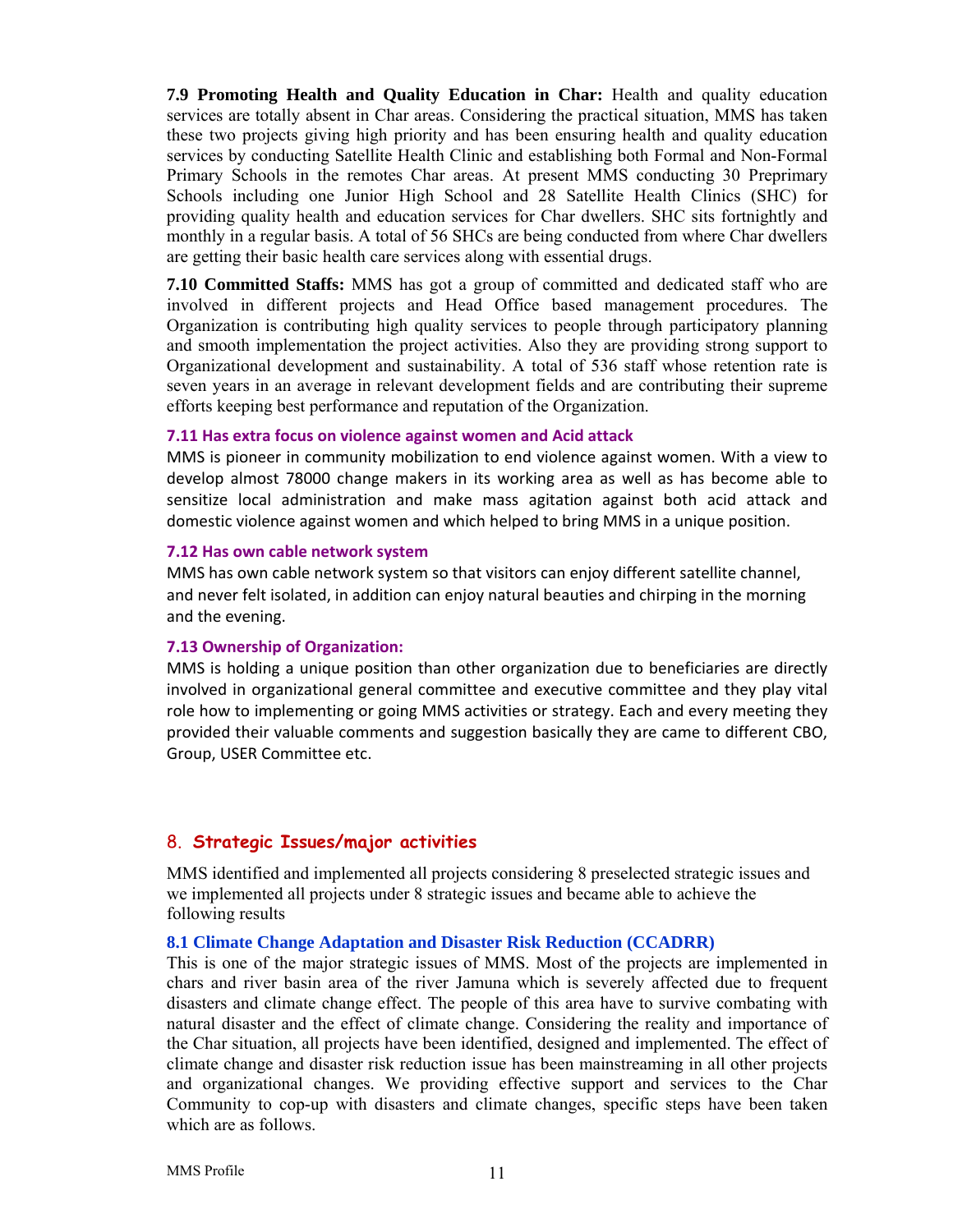**7.9 Promoting Health and Quality Education in Char:** Health and quality education services are totally absent in Char areas. Considering the practical situation, MMS has taken these two projects giving high priority and has been ensuring health and quality education services by conducting Satellite Health Clinic and establishing both Formal and Non-Formal Primary Schools in the remotes Char areas. At present MMS conducting 30 Preprimary Schools including one Junior High School and 28 Satellite Health Clinics (SHC) for providing quality health and education services for Char dwellers. SHC sits fortnightly and monthly in a regular basis. A total of 56 SHCs are being conducted from where Char dwellers are getting their basic health care services along with essential drugs.

**7.10 Committed Staffs:** MMS has got a group of committed and dedicated staff who are involved in different projects and Head Office based management procedures. The Organization is contributing high quality services to people through participatory planning and smooth implementation the project activities. Also they are providing strong support to Organizational development and sustainability. A total of 536 staff whose retention rate is seven years in an average in relevant development fields and are contributing their supreme efforts keeping best performance and reputation of the Organization.

### 7.11 Has extra focus on violence against women and Acid attack

MMS is pioneer in community mobilization to end violence against women. With a view to develop almost 78000 change makers in its working area as well as has become able to sensitize local administration and make mass agitation against both acid attack and domestic violence against women and which helped to bring MMS in a unique position.

### 7.12 Has own cable network system

MMS has own cable network system so that visitors can enjoy different satellite channel, and never felt isolated, in addition can enjoy natural beauties and chirping in the morning and the evening.

### 7.13 Ownership of Organization:

MMS is holding a unique position than other organization due to beneficiaries are directly involved in organizational general committee and executive committee and they play vital role how to implementing or going MMS activities or strategy. Each and every meeting they provided their valuable comments and suggestion basically they are came to different CBO, Group, USER Committee etc.

## 8. Strategic Issues/major activities

MMS identified and implemented all projects considering 8 preselected strategic issues and we implemented all projects under 8 strategic issues and became able to achieve the following results

### 8.1 Climate Change Adaptation and Disaster Risk Reduction (CCADRR)

This is one of the major strategic issues of MMS. Most of the projects are implemented in chars and river basin area of the river Jamuna which is severely affected due to frequent disasters and climate change effect. The people of this area have to survive combating with natural disaster and the effect of climate change. Considering the reality and importance of the Char situation, all projects have been identified, designed and implemented. The effect of climate change and disaster risk reduction issue has been mainstreaming in all other projects and organizational changes. We providing effective support and services to the Char Community to cop-up with disasters and climate changes, specific steps have been taken which are as follows.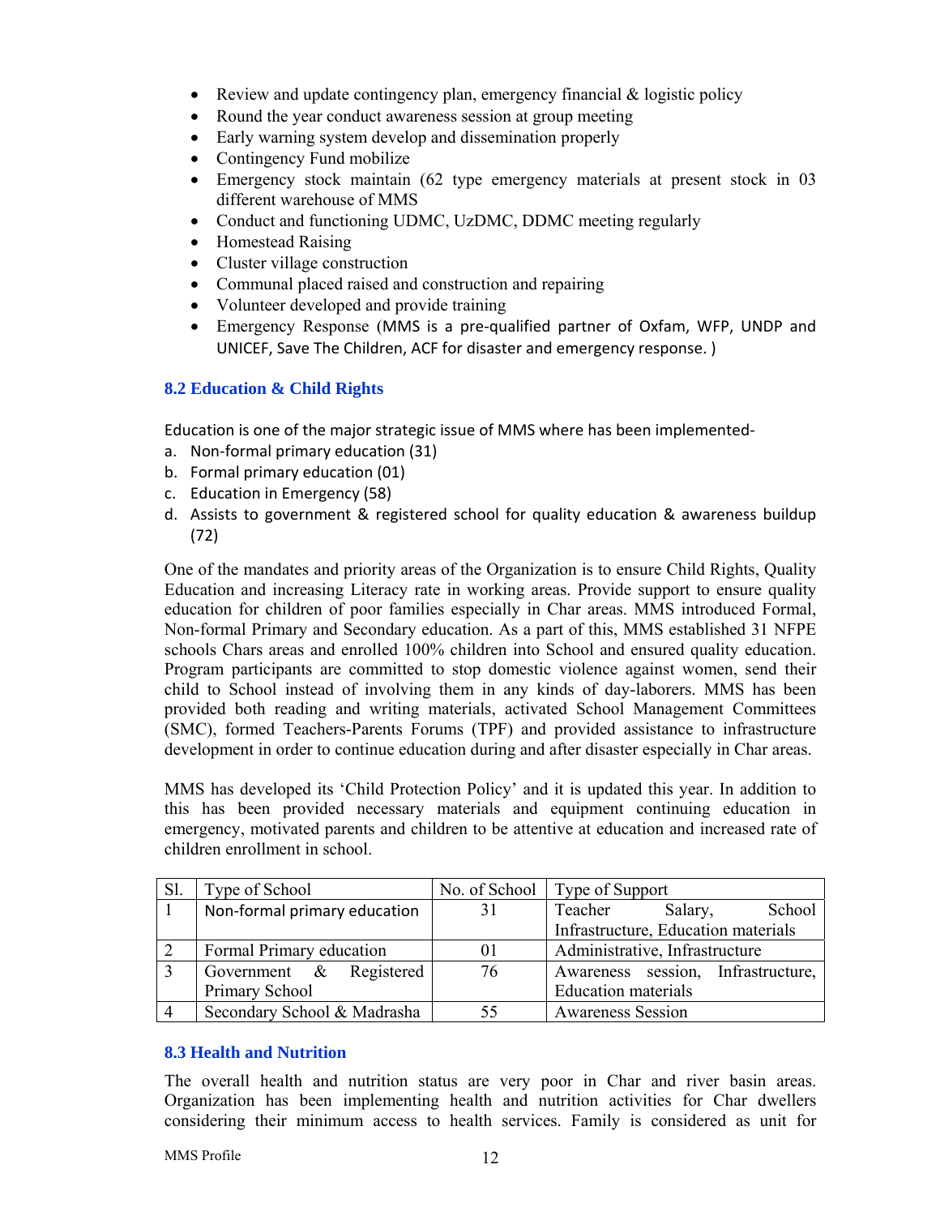- Review and update contingency plan, emergency financial & logistic policy
- Round the year conduct awareness session at group meeting
- Early warning system develop and dissemination properly
- Contingency Fund mobilize
- Emergency stock maintain (62 type emergency materials at present stock in 03 different warehouse of MMS
- Conduct and functioning UDMC, UzDMC, DDMC meeting regularly
- Homestead Raising
- Cluster village construction
- Communal placed raised and construction and repairing
- Volunteer developed and provide training
- Emergency Response (MMS is a pre-qualified partner of Oxfam, WFP, UNDP and UNICEF, Save The Children, ACF for disaster and emergency response. )

### 8.2 Education & Child Rights

Education is one of the major strategic issue of MMS where has been implemented-

a. Non-formal primary education (31)
b. Formal primary education (01)
c. Education in Emergency (58)
d. Assists to government & registered school for quality education & awareness buildup (72)

One of the mandates and priority areas of the Organization is to ensure Child Rights, Quality Education and increasing Literacy rate in working areas. Provide support to ensure quality education for children of poor families especially in Char areas. MMS introduced Formal, Non-formal Primary and Secondary education. As a part of this, MMS established 31 NFPE schools Chars areas and enrolled 100% children into School and ensured quality education. Program participants are committed to stop domestic violence against women, send their child to School instead of involving them in any kinds of day-laberers. MMS has been provided both reading and writing materials, activated School Management Committees (SMC), formed Teachers-Parents Forums (TPF) and provided assistance to infrastructure development in order to continue education during and after disaster especially in Char areas.

MMS has developed its 'Child Protection Policy' and it is updated this year. In addition to this has been provided necessary materials and equipment continuing education in emergency, motivated parents and children to be attentive at education and increased rate of children enrollment in school.

| Sl. | Type of School | No. of School | Type of Support |
|---|---|---|---|
| 1 | Non-formal primary education | 31 | Teacher Salary, School Infrastructure, Education materials |
| 2 | Formal Primary education | 01 | Administrative, Infrastructure |
| 3 | Government & Registered Primary School | 76 | Awareness session, Infrastructure, Education materials |
| 4 | Secondary School & Madrasha | 55 | Awareness Session |

### 8.3 Health and Nutrition

The overall health and nutrition status are very poor in Char and river basin areas. Organization has been implementing health and nutrition activities for Char dwellers considering their minimum access to health services. Family is considered as unit for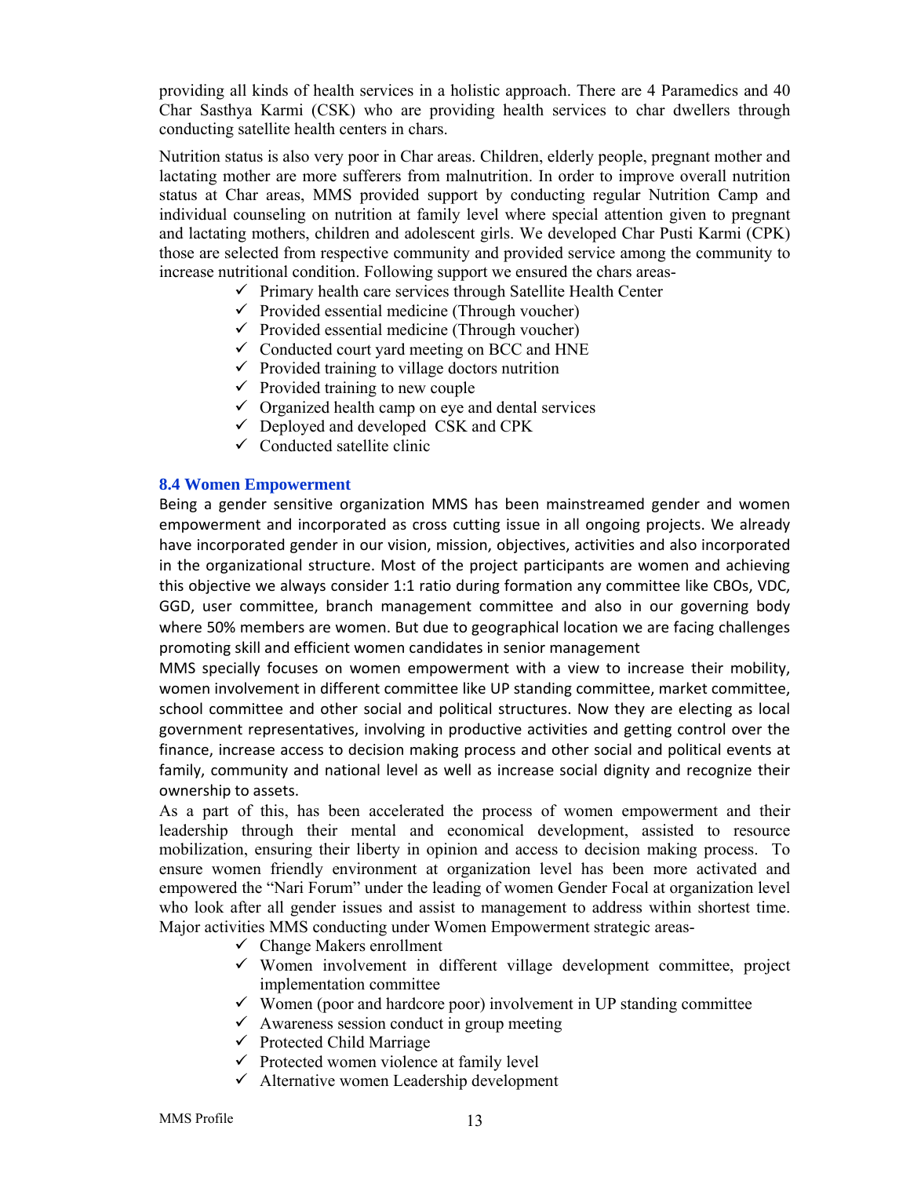providing all kinds of health services in a holistic approach. There are 4 Paramedics and 40 Char Sasthya Karmi (CSK) who are providing health services to char dwellers through conducting satellite health centers in chars.

Nutrition status is also very poor in Char areas. Children, elderly people, pregnant mother and lactating mother are more sufferers from malnutrition. In order to improve overall nutrition status at Char areas, MMS provided support by conducting regular Nutrition Camp and individual counseling on nutrition at family level where special attention given to pregnant and lactating mothers, children and adolescent girls. We developed Char Pusti Karmi (CPK) those are selected from respective community and provided service among the community to increase nutritional condition. Following support we ensured the chars areas-

- ✓ Primary health care services through Satellite Health Center
- ✓ Provided essential medicine (Through voucher)
- ✓ Provided essential medicine (Through voucher)
- ✓ Conducted court yard meeting on BCC and HNE
- ✓ Provided training to village doctors nutrition
- ✓ Provided training to new couple
- ✓ Organized health camp on eye and dental services
- ✓ Deployed and developed CSK and CPK
- ✓ Conducted satellite clinic

### 8.4 Women Empowerment

Being a gender sensitive organization MMS has been mainstreamed gender and women empowerment and incorporated as cross cutting issue in all ongoing projects. We already have incorporated gender in our vision, mission, objectives, activities and also incorporated in the organizational structure. Most of the project participants are women and achieving this objective we always consider 1:1 ratio during formation any committee like CBOs, VDC, GGD, user committee, branch management committee and also in our governing body where 50% members are women. But due to geographical location we are facing challenges promoting skill and efficient women candidates in senior management

MMS specially focuses on women empowerment with a view to increase their mobility, women involvement in different committee like UP standing committee, market committee, school committee and other social and political structures. Now they are electing as local government representatives, involving in productive activities and getting control over the finance, increase access to decision making process and other social and political events at family, community and national level as well as increase social dignity and recognize their ownership to assets.

As a part of this, has been accelerated the process of women empowerment and their leadership through their mental and economical development, assisted to resource mobilization, ensuring their liberty in opinion and access to decision making process. To ensure women friendly environment at organization level has been more activated and empowered the "Nari Forum" under the leading of women Gender Focal at organization level who look after all gender issues and assist to management to address within shortest time. Major activities MMS conducting under Women Empowerment strategic areas-

- ✓ Change Makers enrollment
- ✓ Women involvement in different village development committee, project implementation committee
- ✓ Women (poor and hardcore poor) involvement in UP standing committee
- ✓ Awareness session conduct in group meeting
- ✓ Protected Child Marriage
- ✓ Protected women violence at family level
- ✓ Alternative women Leadership development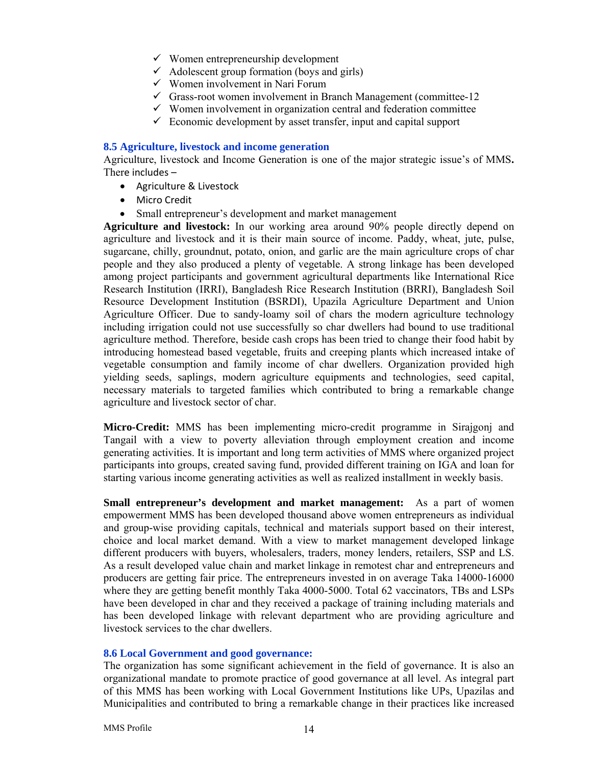- ✓ Women entrepreneurship development
- ✓ Adolescent group formation (boys and girls)
- ✓ Women involvement in Nari Forum
- ✓ Grass-root women involvement in Branch Management (committee-12
- ✓ Women involvement in organization central and federation committee
- ✓ Economic development by asset transfer, input and capital support

### 8.5 Agriculture, livestock and income generation

Agriculture, livestock and Income Generation is one of the major strategic issue's of MMS**.** There includes –

- Agriculture & Livestock
- Micro Credit
- Small entrepreneur's development and market management

**Agriculture and livestock:** In our working area around 90% people directly depend on agriculture and livestock and it is their main source of income. Paddy, wheat, jute, pulse, sugarcane, chilly, groundnut, potato, onion, and garlic are the main agriculture crops of char people and they also produced a plenty of vegetable. A strong linkage has been developed among project participants and government agricultural departments like International Rice Research Institution (IRRI), Bangladesh Rice Research Institution (BRRI), Bangladesh Soil Resource Development Institution (BSRDI), Upazila Agriculture Department and Union Agriculture Officer. Due to sandy-loamy soil of chars the modern agriculture technology including irrigation could not use successfully so char dwellers had bound to use traditional agriculture method. Therefore, beside cash crops has been tried to change their food habit by introducing homestead based vegetable, fruits and creeping plants which increased intake of vegetable consumption and family income of char dwellers. Organization provided high yielding seeds, saplings, modern agriculture equipments and technologies, seed capital, necessary materials to targeted families which contributed to bring a remarkable change agriculture and livestock sector of char.

**Micro-Credit:** MMS has been implementing micro-credit programme in Sirajgonj and Tangail with a view to poverty alleviation through employment creation and income generating activities. It is important and long term activities of MMS where organized project participants into groups, created saving fund, provided different training on IGA and loan for starting various income generating activities as well as realized installment in weekly basis.

**Small entrepreneur's development and market management:** As a part of women empowerment MMS has been developed thousand above women entrepreneurs as individual and group-wise providing capitals, technical and materials support based on their interest, choice and local market demand. With a view to market management developed linkage different producers with buyers, wholesalers, traders, money lenders, retailers, SSP and LS. As a result developed value chain and market linkage in remotest char and entrepreneurs and producers are getting fair price. The entrepreneurs invested in on average Taka 14000-16000 where they are getting benefit monthly Taka 4000-5000. Total 62 vaccinators, TBs and LSPs have been developed in char and they received a package of training including materials and has been developed linkage with relevant department who are providing agriculture and livestock services to the char dwellers.

### 8.6 Local Government and good governance:

The organization has some significant achievement in the field of governance. It is also an organizational mandate to promote practice of good governance at all level. As integral part of this MMS has been working with Local Government Institutions like UPs, Upazilas and Municipalities and contributed to bring a remarkable change in their practices like increased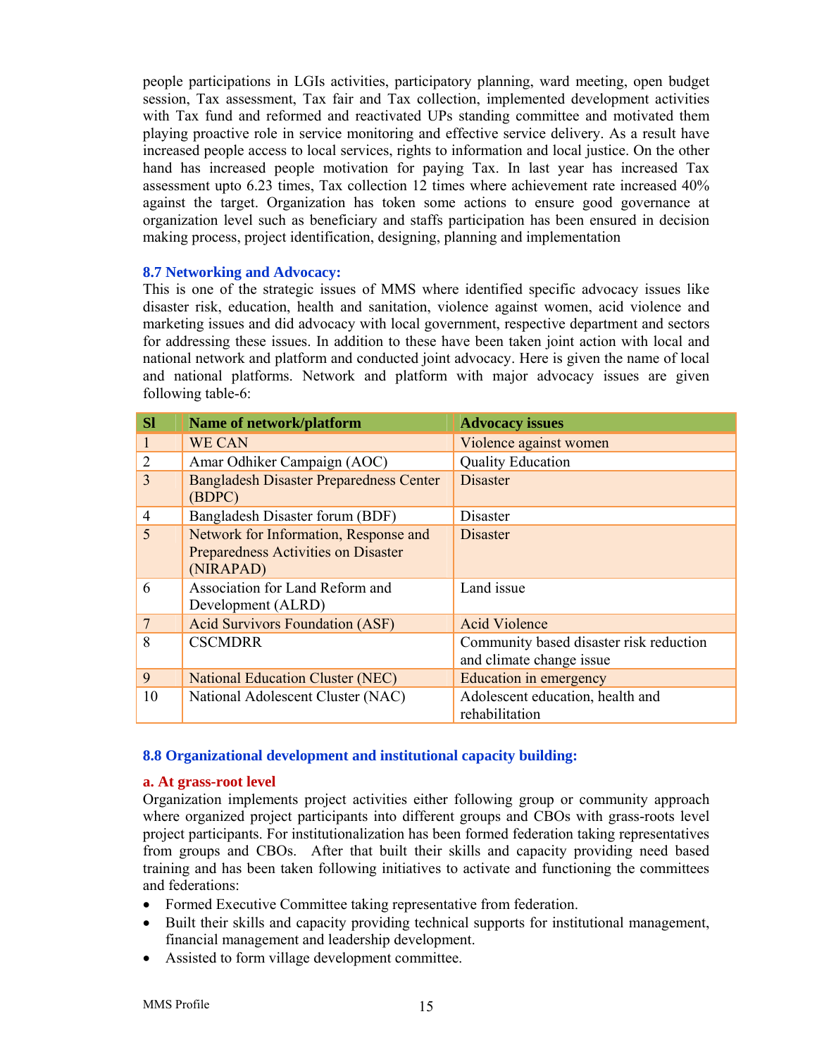people participations in LGIs activities, participatory planning, ward meeting, open budget session, Tax assessment, Tax fair and Tax collection, implemented development activities with Tax fund and reformed and reactivated UPs standing committee and motivated them playing proactive role in service monitoring and effective service delivery. As a result have increased people access to local services, rights to information and local justice. On the other hand has increased people motivation for paying Tax. In last year has increased Tax assessment upto 6.23 times, Tax collection 12 times where achievement rate increased 40% against the target. Organization has token some actions to ensure good governance at organization level such as beneficiary and staffs participation has been ensured in decision making process, project identification, designing, planning and implementation

### 8.7 Networking and Advocacy:

This is one of the strategic issues of MMS where identified specific advocacy issues like disaster risk, education, health and sanitation, violence against women, acid violence and marketing issues and did advocacy with local government, respective department and sectors for addressing these issues. In addition to these have been taken joint action with local and national network and platform and conducted joint advocacy. Here is given the name of local and national platforms. Network and platform with major advocacy issues are given following table-6:

| Sl | Name of network/platform | Advocacy issues |
|---|---|---|
| 1 | WE CAN | Violence against women |
| 2 | Amar Odhiker Campaign (AOC) | Quality Education |
| 3 | Bangladesh Disaster Preparedness Center (BDPC) | Disaster |
| 4 | Bangladesh Disaster forum (BDF) | Disaster |
| 5 | Network for Information, Response and Preparedness Activities on Disaster (NIRAPAD) | Disaster |
| 6 | Association for Land Reform and Development (ALRD) | Land issue |
| 7 | Acid Survivors Foundation (ASF) | Acid Violence |
| 8 | CSCMDRR | Community based disaster risk reduction and climate change issue |
| 9 | National Education Cluster (NEC) | Education in emergency |
| 10 | National Adolescent Cluster (NAC) | Adolescent education, health and rehabilitation |

### 8.8 Organizational development and institutional capacity building:

#### a. At grass-root level

Organization implements project activities either following group or community approach where organized project participants into different groups and CBOs with grass-roots level project participants. For institutionalization has been formed federation taking representatives from groups and CBOs. After that built their skills and capacity providing need based training and has been taken following initiatives to activate and functioning the committees and federations:

- Formed Executive Committee taking representative from federation.
- Built their skills and capacity providing technical supports for institutional management, financial management and leadership development.
- Assisted to form village development committee.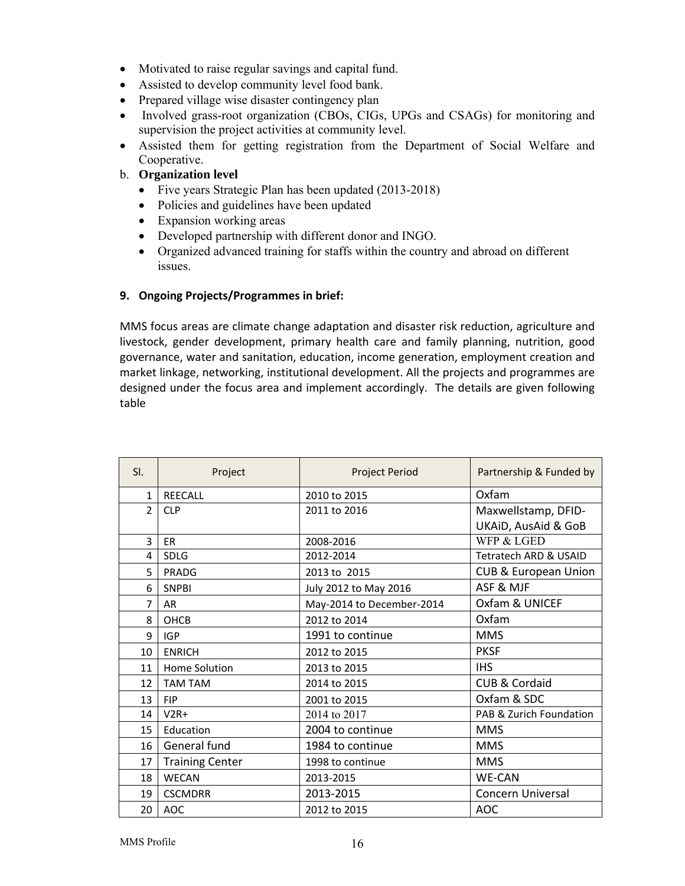- Motivated to raise regular savings and capital fund.
- Assisted to develop community level food bank.
- Prepared village wise disaster contingency plan
- Involved grass-root organization (CBOs, CIGs, UPGs and CSAGs) for monitoring and supervision the project activities at community level.
- Assisted them for getting registration from the Department of Social Welfare and Cooperative.

b. **Organization level**

- Five years Strategic Plan has been updated (2013-2018)
- Policies and guidelines have been updated
- Expansion working areas
- Developed partnership with different donor and INGO.
- Organized advanced training for staffs within the country and abroad on different issues.

**9. Ongoing Projects/Programmes in brief:**

MMS focus areas are climate change adaptation and disaster risk reduction, agriculture and livestock, gender development, primary health care and family planning, nutrition, good governance, water and sanitation, education, income generation, employment creation and market linkage, networking, institutional development. All the projects and programmes are designed under the focus area and implement accordingly. The details are given following table

| Sl. | Project | Project Period | Partnership & Funded by |
|---|---|---|---|
| 1 | REECALL | 2010 to 2015 | Oxfam |
| 2 | CLP | 2011 to 2016 | Maxwellstamp, DFID-UKAiD, AusAid & GoB |
| 3 | ER | 2008-2016 | WFP & LGED |
| 4 | SDLG | 2012-2014 | Tetratech ARD & USAID |
| 5 | PRADG | 2013 to 2015 | CUB & European Union |
| 6 | SNPBI | July 2012 to May 2016 | ASF & MJF |
| 7 | AR | May-2014 to December-2014 | Oxfam & UNICEF |
| 8 | OHCB | 2012 to 2014 | Oxfam |
| 9 | IGP | 1991 to continue | MMS |
| 10 | ENRICH | 2012 to 2015 | PKSF |
| 11 | Home Solution | 2013 to 2015 | IHS |
| 12 | TAM TAM | 2014 to 2015 | CUB & Cordaid |
| 13 | FIP | 2001 to 2015 | Oxfam & SDC |
| 14 | V2R+ | 2014 to 2017 | PAB & Zurich Foundation |
| 15 | Education | 2004 to continue | MMS |
| 16 | General fund | 1984 to continue | MMS |
| 17 | Training Center | 1998 to continue | MMS |
| 18 | WECAN | 2013-2015 | WE-CAN |
| 19 | CSCMDRR | 2013-2015 | Concern Universal |
| 20 | AOC | 2012 to 2015 | AOC |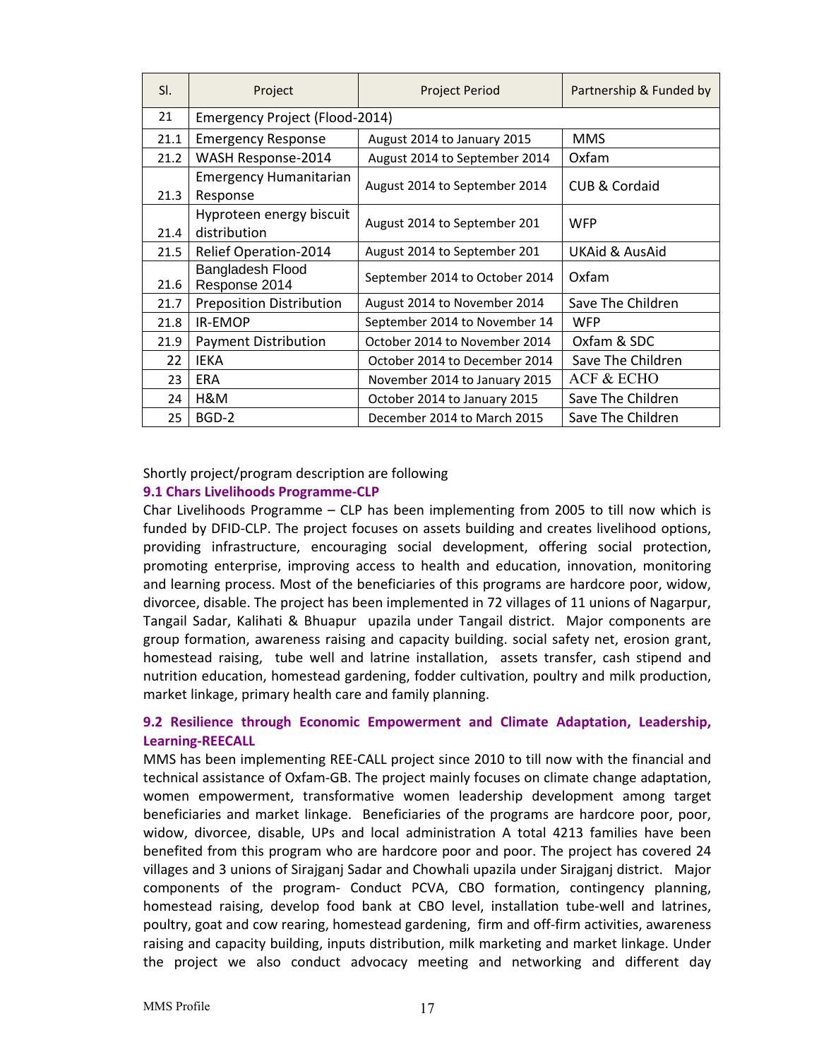| Sl. | Project | Project Period | Partnership & Funded by |
|---|---|---|---|
| 21 | Emergency Project (Flood-2014) | | |
| 21.1 | Emergency Response | August 2014 to January 2015 | MMS |
| 21.2 | WASH Response-2014 | August 2014 to September 2014 | Oxfam |
| 21.3 | Emergency Humanitarian Response | August 2014 to September 2014 | CUB & Cordaid |
| 21.4 | Hyproteen energy biscuit distribution | August 2014 to September 201 | WFP |
| 21.5 | Relief Operation-2014 | August 2014 to September 201 | UKAid & AusAid |
| 21.6 | Bangladesh Flood Response 2014 | September 2014 to October 2014 | Oxfam |
| 21.7 | Preposition Distribution | August 2014 to November 2014 | Save The Children |
| 21.8 | IR-EMOP | September 2014 to November 14 | WFP |
| 21.9 | Payment Distribution | October 2014 to November 2014 | Oxfam & SDC |
| 22 | IEKA | October 2014 to December 2014 | Save The Children |
| 23 | ERA | November 2014 to January 2015 | ACF & ECHO |
| 24 | H&M | October 2014 to January 2015 | Save The Children |
| 25 | BGD-2 | December 2014 to March 2015 | Save The Children |

Shortly project/program description are following

### 9.1 Chars Livelihoods Programme-CLP

Char Livelihoods Programme – CLP has been implementing from 2005 to till now which is funded by DFID-CLP. The project focuses on assets building and creates livelihood options, providing infrastructure, encouraging social development, offering social protection, promoting enterprise, improving access to health and education, innovation, monitoring and learning process. Most of the beneficiaries of this programs are hardcore poor, widow, divorcee, disable. The project has been implemented in 72 villages of 11 unions of Nagarpur, Tangail Sadar, Kalihati & Bhuapur upazila under Tangail district. Major components are group formation, awareness raising and capacity building. social safety net, erosion grant, homestead raising, tube well and latrine installation, assets transfer, cash stipend and nutrition education, homestead gardening, fodder cultivation, poultry and milk production, market linkage, primary health care and family planning.

### 9.2 Resilience through Economic Empowerment and Climate Adaptation, Leadership, Learning-REECALL

MMS has been implementing REE-CALL project since 2010 to till now with the financial and technical assistance of Oxfam-GB. The project mainly focuses on climate change adaptation, women empowerment, transformative women leadership development among target beneficiaries and market linkage. Beneficiaries of the programs are hardcore poor, poor, widow, divorcee, disable, UPs and local administration A total 4213 families have been benefited from this program who are hardcore poor and poor. The project has covered 24 villages and 3 unions of Sirajganj Sadar and Chowhali upazila under Sirajganj district. Major components of the program- Conduct PCVA, CBO formation, contingency planning, homestead raising, develop food bank at CBO level, installation tube-well and latrines, poultry, goat and cow rearing, homestead gardening, firm and off-firm activities, awareness raising and capacity building, inputs distribution, milk marketing and market linkage. Under the project we also conduct advocacy meeting and networking and different day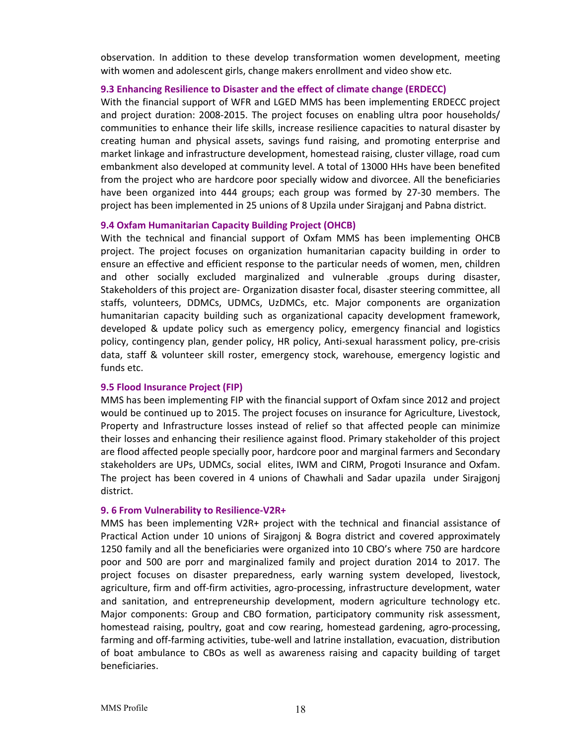observation. In addition to these develop transformation women development, meeting with women and adolescent girls, change makers enrollment and video show etc.

### 9.3 Enhancing Resilience to Disaster and the effect of climate change (ERDECC)

With the financial support of WFR and LGED MMS has been implementing ERDECC project and project duration: 2008-2015. The project focuses on enabling ultra poor households/ communities to enhance their life skills, increase resilience capacities to natural disaster by creating human and physical assets, savings fund raising, and promoting enterprise and market linkage and infrastructure development, homestead raising, cluster village, road cum embankment also developed at community level. A total of 13000 HHs have been benefited from the project who are hardcore poor specially widow and divorcee. All the beneficiaries have been organized into 444 groups; each group was formed by 27-30 members. The project has been implemented in 25 unions of 8 Upzila under Sirajganj and Pabna district.

### 9.4 Oxfam Humanitarian Capacity Building Project (OHCB)

With the technical and financial support of Oxfam MMS has been implementing OHCB project. The project focuses on organization humanitarian capacity building in order to ensure an effective and efficient response to the particular needs of women, men, children and other socially excluded marginalized and vulnerable .groups during disaster, Stakeholders of this project are- Organization disaster focal, disaster steering committee, all staffs, volunteers, DDMCs, UDMCs, UzDMCs, etc. Major components are organization humanitarian capacity building such as organizational capacity development framework, developed & update policy such as emergency policy, emergency financial and logistics policy, contingency plan, gender policy, HR policy, Anti-sexual harassment policy, pre-crisis data, staff & volunteer skill roster, emergency stock, warehouse, emergency logistic and funds etc.

### 9.5 Flood Insurance Project (FIP)

MMS has been implementing FIP with the financial support of Oxfam since 2012 and project would be continued up to 2015. The project focuses on insurance for Agriculture, Livestock, Property and Infrastructure losses instead of relief so that affected people can minimize their losses and enhancing their resilience against flood. Primary stakeholder of this project are flood affected people specially poor, hardcore poor and marginal farmers and Secondary stakeholders are UPs, UDMCs, social elites, IWM and CIRM, Progoti Insurance and Oxfam. The project has been covered in 4 unions of Chawhali and Sadar upazila under Sirajgonj district.

### 9. 6 From Vulnerability to Resilience-V2R+

MMS has been implementing V2R+ project with the technical and financial assistance of Practical Action under 10 unions of Sirajgonj & Bogra district and covered approximately 1250 family and all the beneficiaries were organized into 10 CBO's where 750 are hardcore poor and 500 are porr and marginalized family and project duration 2014 to 2017. The project focuses on disaster preparedness, early warning system developed, livestock, agriculture, firm and off-firm activities, agro-processing, infrastructure development, water and sanitation, and entrepreneurship development, modern agriculture technology etc. Major components: Group and CBO formation, participatory community risk assessment, homestead raising, poultry, goat and cow rearing, homestead gardening, agro-processing, farming and off-farming activities, tube-well and latrine installation, evacuation, distribution of boat ambulance to CBOs as well as awareness raising and capacity building of target beneficiaries.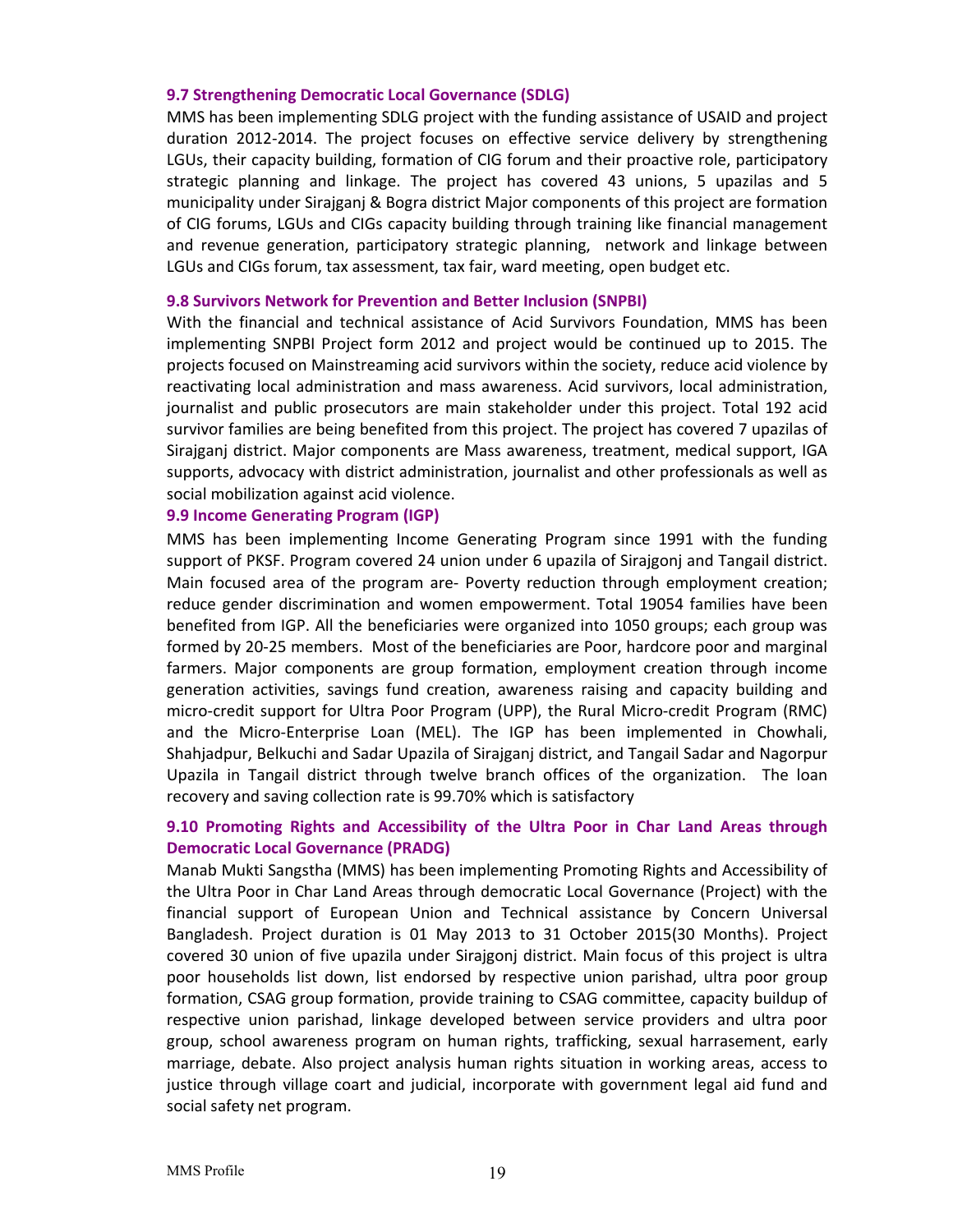### 9.7 Strengthening Democratic Local Governance (SDLG)

MMS has been implementing SDLG project with the funding assistance of USAID and project duration 2012-2014. The project focuses on effective service delivery by strengthening LGUs, their capacity building, formation of CIG forum and their proactive role, participatory strategic planning and linkage. The project has covered 43 unions, 5 upazilas and 5 municipality under Sirajganj & Bogra district Major components of this project are formation of CIG forums, LGUs and CIGs capacity building through training like financial management and revenue generation, participatory strategic planning, network and linkage between LGUs and CIGs forum, tax assessment, tax fair, ward meeting, open budget etc.

### 9.8 Survivors Network for Prevention and Better Inclusion (SNPBI)

With the financial and technical assistance of Acid Survivors Foundation, MMS has been implementing SNPBI Project form 2012 and project would be continued up to 2015. The projects focused on Mainstreaming acid survivors within the society, reduce acid violence by reactivating local administration and mass awareness. Acid survivors, local administration, journalist and public prosecutors are main stakeholder under this project. Total 192 acid survivor families are being benefited from this project. The project has covered 7 upazilas of Sirajganj district. Major components are Mass awareness, treatment, medical support, IGA supports, advocacy with district administration, journalist and other professionals as well as social mobilization against acid violence.

### 9.9 Income Generating Program (IGP)

MMS has been implementing Income Generating Program since 1991 with the funding support of PKSF. Program covered 24 union under 6 upazila of Sirajgonj and Tangail district. Main focused area of the program are- Poverty reduction through employment creation; reduce gender discrimination and women empowerment. Total 19054 families have been benefited from IGP. All the beneficiaries were organized into 1050 groups; each group was formed by 20-25 members. Most of the beneficiaries are Poor, hardcore poor and marginal farmers. Major components are group formation, employment creation through income generation activities, savings fund creation, awareness raising and capacity building and micro-credit support for Ultra Poor Program (UPP), the Rural Micro-credit Program (RMC) and the Micro-Enterprise Loan (MEL). The IGP has been implemented in Chowhali, Shahjadpur, Belkuchi and Sadar Upazila of Sirajganj district, and Tangail Sadar and Nagorpur Upazila in Tangail district through twelve branch offices of the organization. The loan recovery and saving collection rate is 99.70% which is satisfactory

### 9.10 Promoting Rights and Accessibility of the Ultra Poor in Char Land Areas through Democratic Local Governance (PRADG)

Manab Mukti Sangstha (MMS) has been implementing Promoting Rights and Accessibility of the Ultra Poor in Char Land Areas through democratic Local Governance (Project) with the financial support of European Union and Technical assistance by Concern Universal Bangladesh. Project duration is 01 May 2013 to 31 October 2015(30 Months). Project covered 30 union of five upazila under Sirajgonj district. Main focus of this project is ultra poor households list down, list endorsed by respective union parishad, ultra poor group formation, CSAG group formation, provide training to CSAG committee, capacity buildup of respective union parishad, linkage developed between service providers and ultra poor group, school awareness program on human rights, trafficking, sexual harrasement, early marriage, debate. Also project analysis human rights situation in working areas, access to justice through village coart and judicial, incorporate with government legal aid fund and social safety net program.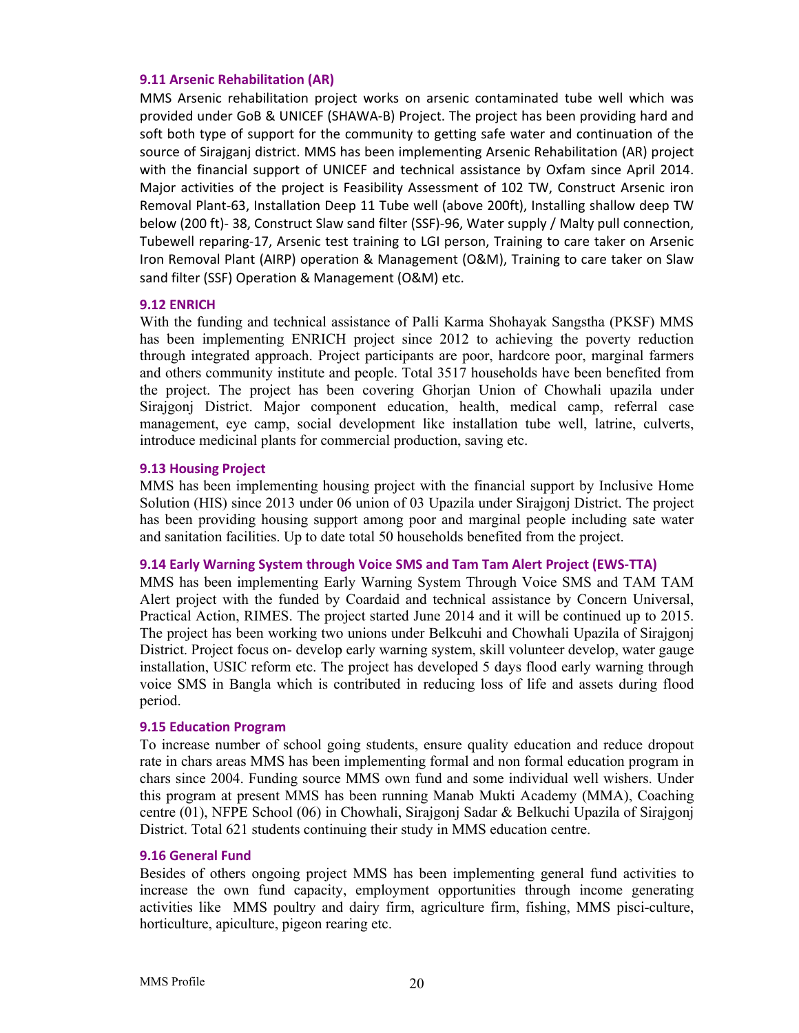### 9.11 Arsenic Rehabilitation (AR)

MMS Arsenic rehabilitation project works on arsenic contaminated tube well which was provided under GoB & UNICEF (SHAWA-B) Project. The project has been providing hard and soft both type of support for the community to getting safe water and continuation of the source of Sirajganj district. MMS has been implementing Arsenic Rehabilitation (AR) project with the financial support of UNICEF and technical assistance by Oxfam since April 2014. Major activities of the project is Feasibility Assessment of 102 TW, Construct Arsenic iron Removal Plant-63, Installation Deep 11 Tube well (above 200ft), Installing shallow deep TW below (200 ft)- 38, Construct Slaw sand filter (SSF)-96, Water supply / Malty pull connection, Tubewell reparing-17, Arsenic test training to LGI person, Training to care taker on Arsenic Iron Removal Plant (AIRP) operation & Management (O&M), Training to care taker on Slaw sand filter (SSF) Operation & Management (O&M) etc.

### 9.12 ENRICH

With the funding and technical assistance of Palli Karma Shohayak Sangstha (PKSF) MMS has been implementing ENRICH project since 2012 to achieving the poverty reduction through integrated approach. Project participants are poor, hardcore poor, marginal farmers and others community institute and people. Total 3517 households have been benefited from the project. The project has been covering Ghorjan Union of Chowhali upazila under Sirajgonj District. Major component education, health, medical camp, referral case management, eye camp, social development like installation tube well, latrine, culverts, introduce medicinal plants for commercial production, saving etc.

### 9.13 Housing Project

MMS has been implementing housing project with the financial support by Inclusive Home Solution (HIS) since 2013 under 06 union of 03 Upazila under Sirajgonj District. The project has been providing housing support among poor and marginal people including sate water and sanitation facilities. Up to date total 50 households benefited from the project.

### 9.14 Early Warning System through Voice SMS and Tam Tam Alert Project (EWS-TTA)

MMS has been implementing Early Warning System Through Voice SMS and TAM TAM Alert project with the funded by Coardaid and technical assistance by Concern Universal, Practical Action, RIMES. The project started June 2014 and it will be continued up to 2015. The project has been working two unions under Belkcuhi and Chowhali Upazila of Sirajgonj District. Project focus on- develop early warning system, skill volunteer develop, water gauge installation, USIC reform etc. The project has developed 5 days flood early warning through voice SMS in Bangla which is contributed in reducing loss of life and assets during flood period.

### 9.15 Education Program

To increase number of school going students, ensure quality education and reduce dropout rate in chars areas MMS has been implementing formal and non formal education program in chars since 2004. Funding source MMS own fund and some individual well wishers. Under this program at present MMS has been running Manab Mukti Academy (MMA), Coaching centre (01), NFPE School (06) in Chowhali, Sirajgonj Sadar & Belkuchi Upazila of Sirajgonj District. Total 621 students continuing their study in MMS education centre.

### 9.16 General Fund

Besides of others ongoing project MMS has been implementing general fund activities to increase the own fund capacity, employment opportunities through income generating activities like MMS poultry and dairy firm, agriculture firm, fishing, MMS pisci-culture, horticulture, apiculture, pigeon rearing etc.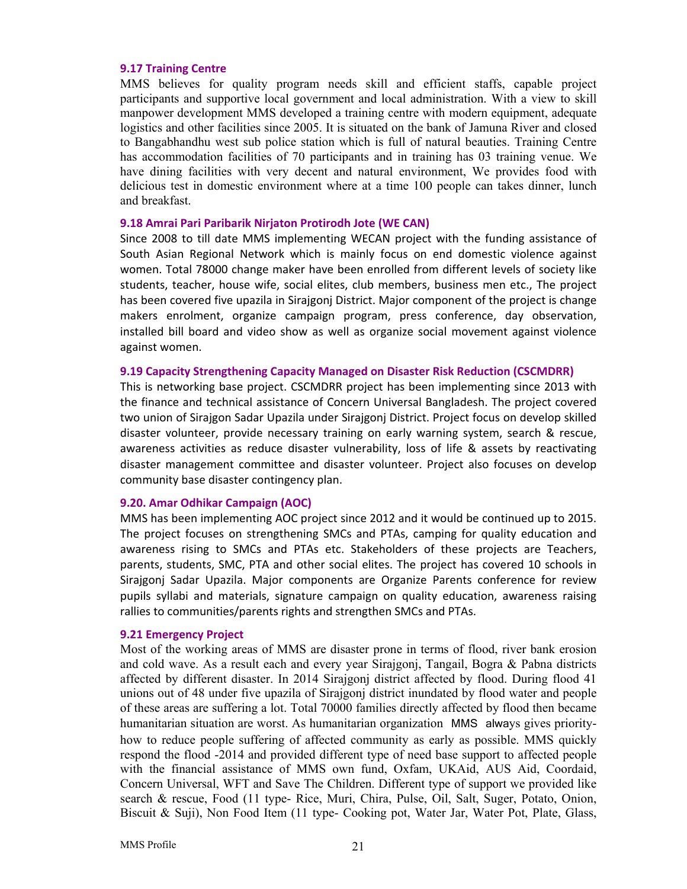### 9.17 Training Centre

MMS believes for quality program needs skill and efficient staffs, capable project participants and supportive local government and local administration. With a view to skill manpower development MMS developed a training centre with modern equipment, adequate logistics and other facilities since 2005. It is situated on the bank of Jamuna River and closed to Bangabhandhu west sub police station which is full of natural beauties. Training Centre has accommodation facilities of 70 participants and in training has 03 training venue. We have dining facilities with very decent and natural environment, We provides food with delicious test in domestic environment where at a time 100 people can takes dinner, lunch and breakfast.

### 9.18 Amrai Pari Paribarik Nirjaton Protirodh Jote (WE CAN)

Since 2008 to till date MMS implementing WECAN project with the funding assistance of South Asian Regional Network which is mainly focus on end domestic violence against women. Total 78000 change maker have been enrolled from different levels of society like students, teacher, house wife, social elites, club members, business men etc., The project has been covered five upazila in Sirajgonj District. Major component of the project is change makers enrolment, organize campaign program, press conference, day observation, installed bill board and video show as well as organize social movement against violence against women.

### 9.19 Capacity Strengthening Capacity Managed on Disaster Risk Reduction (CSCMDRR)

This is networking base project. CSCMDRR project has been implementing since 2013 with the finance and technical assistance of Concern Universal Bangladesh. The project covered two union of Sirajgon Sadar Upazila under Sirajgonj District. Project focus on develop skilled disaster volunteer, provide necessary training on early warning system, search & rescue, awareness activities as reduce disaster vulnerability, loss of life & assets by reactivating disaster management committee and disaster volunteer. Project also focuses on develop community base disaster contingency plan.

### 9.20. Amar Odhikar Campaign (AOC)

MMS has been implementing AOC project since 2012 and it would be continued up to 2015. The project focuses on strengthening SMCs and PTAs, camping for quality education and awareness rising to SMCs and PTAs etc. Stakeholders of these projects are Teachers, parents, students, SMC, PTA and other social elites. The project has covered 10 schools in Sirajgonj Sadar Upazila. Major components are Organize Parents conference for review pupils syllabi and materials, signature campaign on quality education, awareness raising rallies to communities/parents rights and strengthen SMCs and PTAs.

### 9.21 Emergency Project

Most of the working areas of MMS are disaster prone in terms of flood, river bank erosion and cold wave. As a result each and every year Sirajgonj, Tangail, Bogra & Pabna districts affected by different disaster. In 2014 Sirajgonj district affected by flood. During flood 41 unions out of 48 under five upazila of Sirajgonj district inundated by flood water and people of these areas are suffering a lot. Total 70000 families directly affected by flood then became humanitarian situation are worst. As humanitarian organization MMS always gives priority-how to reduce people suffering of affected community as early as possible. MMS quickly respond the flood -2014 and provided different type of need base support to affected people with the financial assistance of MMS own fund, Oxfam, UKAid, AUS Aid, Coordaid, Concern Universal, WFT and Save The Children. Different type of support we provided like search & rescue, Food (11 type- Rice, Muri, Chira, Pulse, Oil, Salt, Suger, Potato, Onion, Biscuit & Suji), Non Food Item (11 type- Cooking pot, Water Jar, Water Pot, Plate, Glass,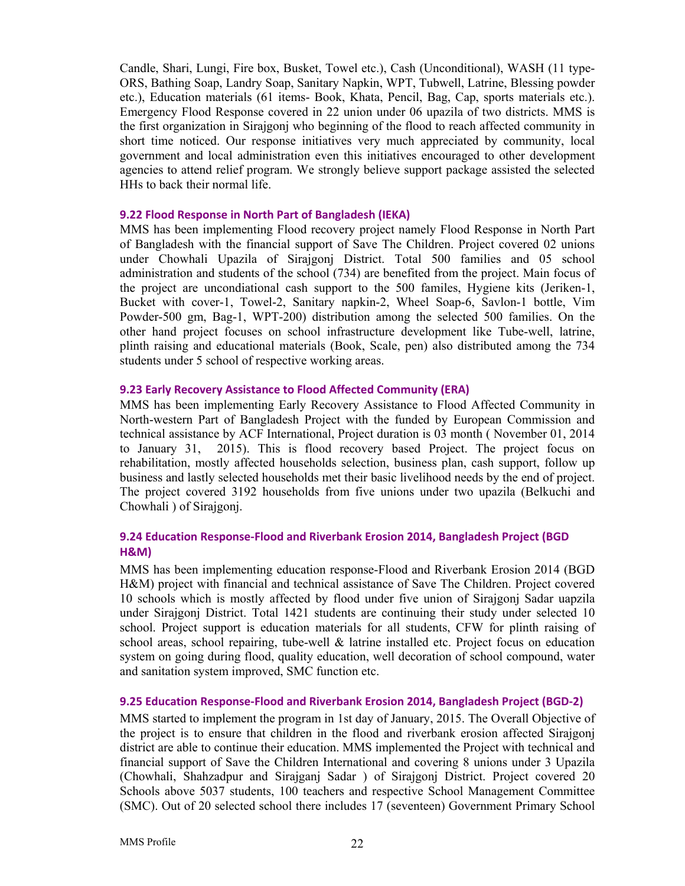Candle, Shari, Lungi, Fire box, Busket, Towel etc.), Cash (Unconditional), WASH (11 type- ORS, Bathing Soap, Landry Soap, Sanitary Napkin, WPT, Tubwell, Latrine, Blessing powder etc.), Education materials (61 items- Book, Khata, Pencil, Bag, Cap, sports materials etc.). Emergency Flood Response covered in 22 union under 06 upazila of two districts. MMS is the first organization in Sirajgonj who beginning of the flood to reach affected community in short time noticed. Our response initiatives very much appreciated by community, local government and local administration even this initiatives encouraged to other development agencies to attend relief program. We strongly believe support package assisted the selected HHs to back their normal life.

### 9.22 Flood Response in North Part of Bangladesh (IEKA)

MMS has been implementing Flood recovery project namely Flood Response in North Part of Bangladesh with the financial support of Save The Children. Project covered 02 unions under Chowhali Upazila of Sirajgonj District. Total 500 families and 05 school administration and students of the school (734) are benefited from the project. Main focus of the project are uncondiational cash support to the 500 familes, Hygiene kits (Jeriken-1, Bucket with cover-1, Towel-2, Sanitary napkin-2, Wheel Soap-6, Savlon-1 bottle, Vim Powder-500 gm, Bag-1, WPT-200) distribution among the selected 500 families. On the other hand project focuses on school infrastructure development like Tube-well, latrine, plinth raising and educational materials (Book, Scale, pen) also distributed among the 734 students under 5 school of respective working areas.

### 9.23 Early Recovery Assistance to Flood Affected Community (ERA)

MMS has been implementing Early Recovery Assistance to Flood Affected Community in North-western Part of Bangladesh Project with the funded by European Commission and technical assistance by ACF International, Project duration is 03 month ( November 01, 2014 to January 31, 2015). This is flood recovery based Project. The project focus on rehabilitation, mostly affected households selection, business plan, cash support, follow up business and lastly selected households met their basic livelihood needs by the end of project. The project covered 3192 households from five unions under two upazila (Belkuchi and Chowhali ) of Sirajgonj.

### 9.24 Education Response-Flood and Riverbank Erosion 2014, Bangladesh Project (BGD H&M)

MMS has been implementing education response-Flood and Riverbank Erosion 2014 (BGD H&M) project with financial and technical assistance of Save The Children. Project covered 10 schools which is mostly affected by flood under five union of Sirajgonj Sadar uapzila under Sirajgonj District. Total 1421 students are continuing their study under selected 10 school. Project support is education materials for all students, CFW for plinth raising of school areas, school repairing, tube-well & latrine installed etc. Project focus on education system on going during flood, quality education, well decoration of school compound, water and sanitation system improved, SMC function etc.

### 9.25 Education Response-Flood and Riverbank Erosion 2014, Bangladesh Project (BGD-2)

MMS started to implement the program in 1st day of January, 2015. The Overall Objective of the project is to ensure that children in the flood and riverbank erosion affected Sirajgonj district are able to continue their education. MMS implemented the Project with technical and financial support of Save the Children International and covering 8 unions under 3 Upazila (Chowhali, Shahzadpur and Sirajganj Sadar ) of Sirajgonj District. Project covered 20 Schools above 5037 students, 100 teachers and respective School Management Committee (SMC). Out of 20 selected school there includes 17 (seventeen) Government Primary School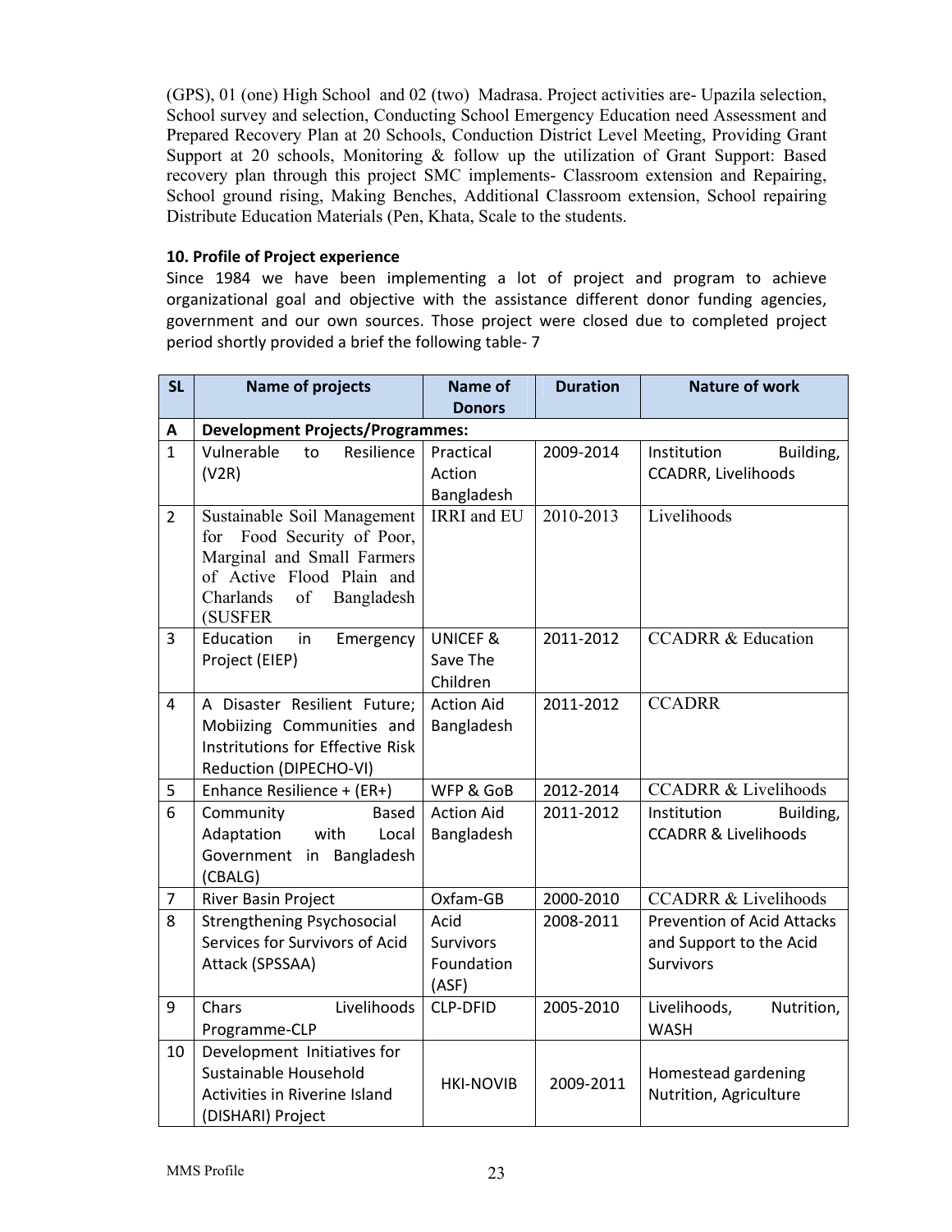(GPS), 01 (one) High School and 02 (two) Madrasa. Project activities are- Upazila selection, School survey and selection, Conducting School Emergency Education need Assessment and Prepared Recovery Plan at 20 Schools, Conduction District Level Meeting, Providing Grant Support at 20 schools, Monitoring & follow up the utilization of Grant Support: Based recovery plan through this project SMC implements- Classroom extension and Repairing, School ground rising, Making Benches, Additional Classroom extension, School repairing Distribute Education Materials (Pen, Khata, Scale to the students.

**10. Profile of Project experience**

Since 1984 we have been implementing a lot of project and program to achieve organizational goal and objective with the assistance different donor funding agencies, government and our own sources. Those project were closed due to completed project period shortly provided a brief the following table- 7

| SL | Name of projects | Name of Donors | Duration | Nature of work |
|---|---|---|---|---|
| A | **Development Projects/Programmes:** | | | |
| 1 | Vulnerable to Resilience (V2R) | Practical Action Bangladesh | 2009-2014 | Institution Building, CCADRR, Livelihoods |
| 2 | Sustainable Soil Management for Food Security of Poor, Marginal and Small Farmers of Active Flood Plain and Charlands of Bangladesh (SUSFER | IRRI and EU | 2010-2013 | Livelihoods |
| 3 | Education in Emergency Project (EIEP) | UNICEF & Save The Children | 2011-2012 | CCADRR & Education |
| 4 | A Disaster Resilient Future; Mobiizing Communities and Instritutions for Effective Risk Reduction (DIPECHO-VI) | Action Aid Bangladesh | 2011-2012 | CCADRR |
| 5 | Enhance Resilience + (ER+) | WFP & GoB | 2012-2014 | CCADRR & Livelihoods |
| 6 | Community Based Adaptation with Local Government in Bangladesh (CBALG) | Action Aid Bangladesh | 2011-2012 | Institution Building, CCADRR & Livelihoods |
| 7 | River Basin Project | Oxfam-GB | 2000-2010 | CCADRR & Livelihoods |
| 8 | Strengthening Psychosocial Services for Survivors of Acid Attack (SPSSAA) | Acid Survivors Foundation (ASF) | 2008-2011 | Prevention of Acid Attacks and Support to the Acid Survivors |
| 9 | Chars Livelihoods Programme-CLP | CLP-DFID | 2005-2010 | Livelihoods, Nutrition, WASH |
| 10 | Development Initiatives for Sustainable Household Activities in Riverine Island (DISHARI) Project | HKI-NOVIB | 2009-2011 | Homestead gardening Nutrition, Agriculture |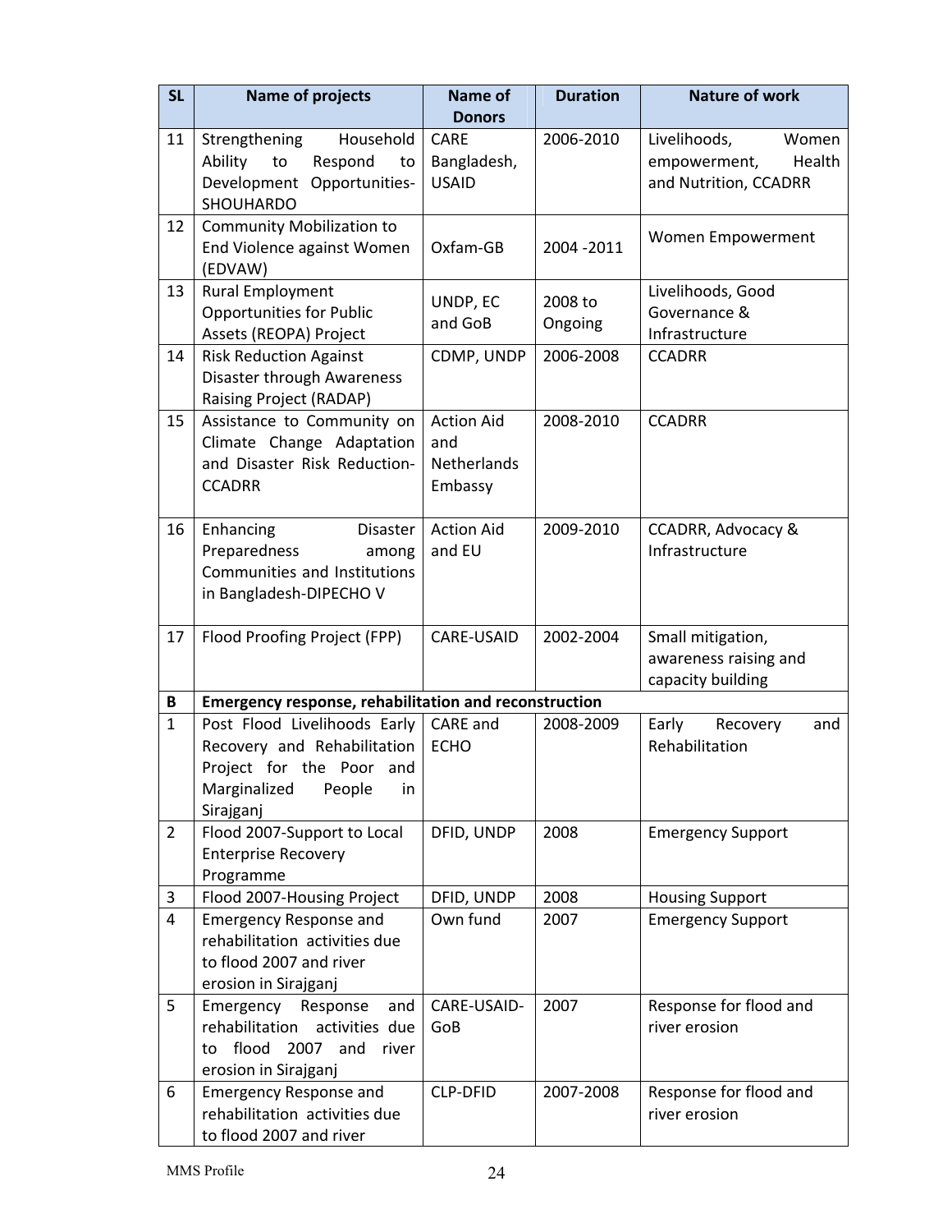| SL | Name of projects | Name of Donors | Duration | Nature of work |
|---|---|---|---|---|
| 11 | Strengthening Household Ability to Respond to Development Opportunities-SHOUHARDO | CARE Bangladesh, USAID | 2006-2010 | Livelihoods, Women empowerment, Health and Nutrition, CCADRR |
| 12 | Community Mobilization to End Violence against Women (EDVAW) | Oxfam-GB | 2004 -2011 | Women Empowerment |
| 13 | Rural Employment Opportunities for Public Assets (REOPA) Project | UNDP, EC and GoB | 2008 to Ongoing | Livelihoods, Good Governance & Infrastructure |
| 14 | Risk Reduction Against Disaster through Awareness Raising Project (RADAP) | CDMP, UNDP | 2006-2008 | CCADRR |
| 15 | Assistance to Community on Climate Change Adaptation and Disaster Risk Reduction-CCADRR | Action Aid and Netherlands Embassy | 2008-2010 | CCADRR |
| 16 | Enhancing Disaster Preparedness among Communities and Institutions in Bangladesh-DIPECHO V | Action Aid and EU | 2009-2010 | CCADRR, Advocacy & Infrastructure |
| 17 | Flood Proofing Project (FPP) | CARE-USAID | 2002-2004 | Small mitigation, awareness raising and capacity building |
| **B** | **Emergency response, rehabilitation and reconstruction** | | | |
| 1 | Post Flood Livelihoods Early Recovery and Rehabilitation Project for the Poor and Marginalized People in Sirajganj | CARE and ECHO | 2008-2009 | Early Recovery and Rehabilitation |
| 2 | Flood 2007-Support to Local Enterprise Recovery Programme | DFID, UNDP | 2008 | Emergency Support |
| 3 | Flood 2007-Housing Project | DFID, UNDP | 2008 | Housing Support |
| 4 | Emergency Response and rehabilitation activities due to flood 2007 and river erosion in Sirajganj | Own fund | 2007 | Emergency Support |
| 5 | Emergency Response and rehabilitation activities due to flood 2007 and river erosion in Sirajganj | CARE-USAID-GoB | 2007 | Response for flood and river erosion |
| 6 | Emergency Response and rehabilitation activities due to flood 2007 and river | CLP-DFID | 2007-2008 | Response for flood and river erosion |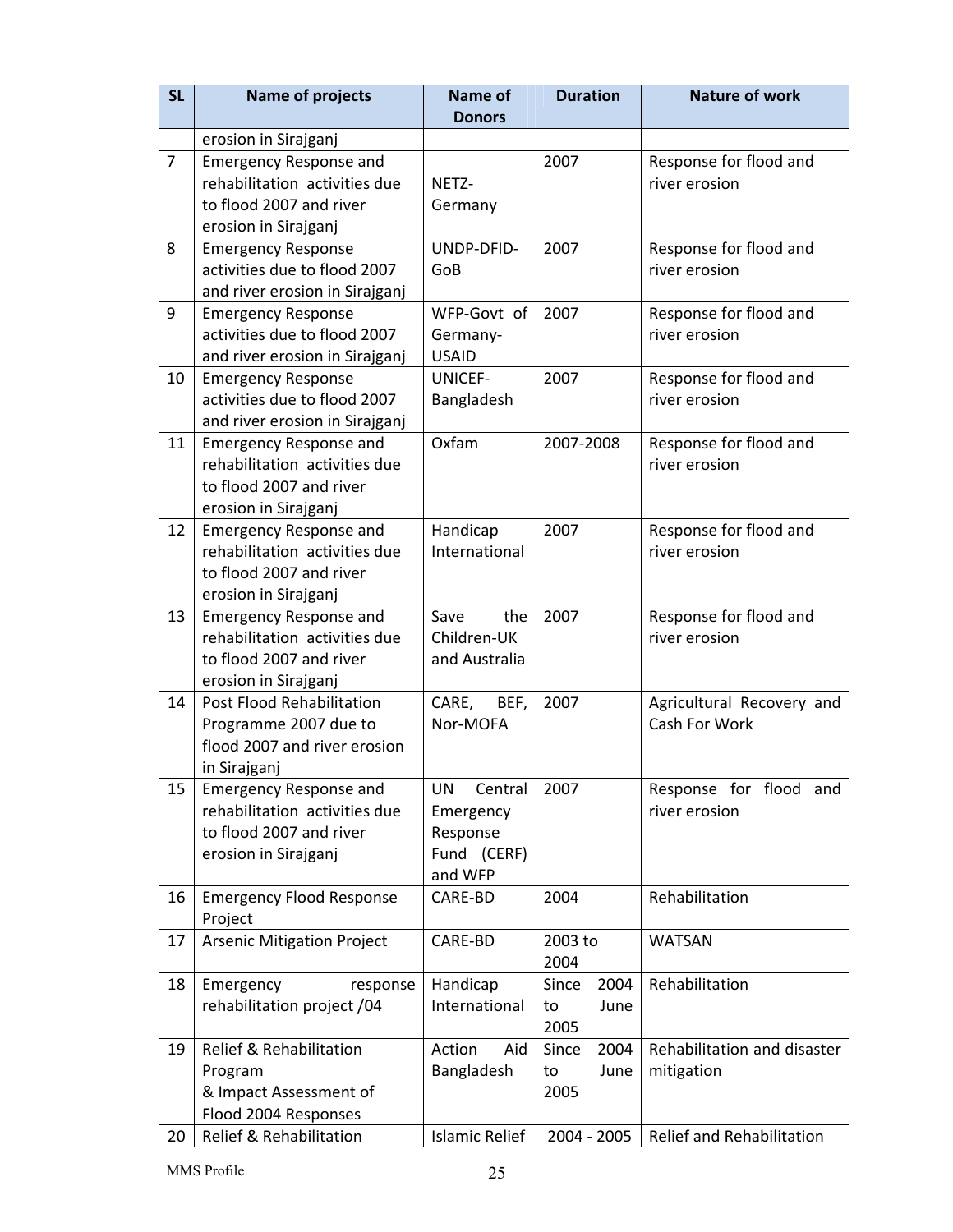| SL | Name of projects | Name of Donors | Duration | Nature of work |
|---|---|---|---|---|
| | erosion in Sirajganj | | | |
| 7 | Emergency Response and rehabilitation activities due to flood 2007 and river erosion in Sirajganj | NETZ-Germany | 2007 | Response for flood and river erosion |
| 8 | Emergency Response activities due to flood 2007 and river erosion in Sirajganj | UNDP-DFID-GoB | 2007 | Response for flood and river erosion |
| 9 | Emergency Response activities due to flood 2007 and river erosion in Sirajganj | WFP-Govt of Germany-USAID | 2007 | Response for flood and river erosion |
| 10 | Emergency Response activities due to flood 2007 and river erosion in Sirajganj | UNICEF-Bangladesh | 2007 | Response for flood and river erosion |
| 11 | Emergency Response and rehabilitation activities due to flood 2007 and river erosion in Sirajganj | Oxfam | 2007-2008 | Response for flood and river erosion |
| 12 | Emergency Response and rehabilitation activities due to flood 2007 and river erosion in Sirajganj | Handicap International | 2007 | Response for flood and river erosion |
| 13 | Emergency Response and rehabilitation activities due to flood 2007 and river erosion in Sirajganj | Save the Children-UK and Australia | 2007 | Response for flood and river erosion |
| 14 | Post Flood Rehabilitation Programme 2007 due to flood 2007 and river erosion in Sirajganj | CARE, BEF, Nor-MOFA | 2007 | Agricultural Recovery and Cash For Work |
| 15 | Emergency Response and rehabilitation activities due to flood 2007 and river erosion in Sirajganj | UN Central Emergency Response Fund (CERF) and WFP | 2007 | Response for flood and river erosion |
| 16 | Emergency Flood Response Project | CARE-BD | 2004 | Rehabilitation |
| 17 | Arsenic Mitigation Project | CARE-BD | 2003 to 2004 | WATSAN |
| 18 | Emergency response rehabilitation project /04 | Handicap International | Since 2004 to June 2005 | Rehabilitation |
| 19 | Relief & Rehabilitation Program & Impact Assessment of Flood 2004 Responses | Action Aid Bangladesh | Since 2004 to June 2005 | Rehabilitation and disaster mitigation |
| 20 | Relief & Rehabilitation | Islamic Relief | 2004 - 2005 | Relief and Rehabilitation |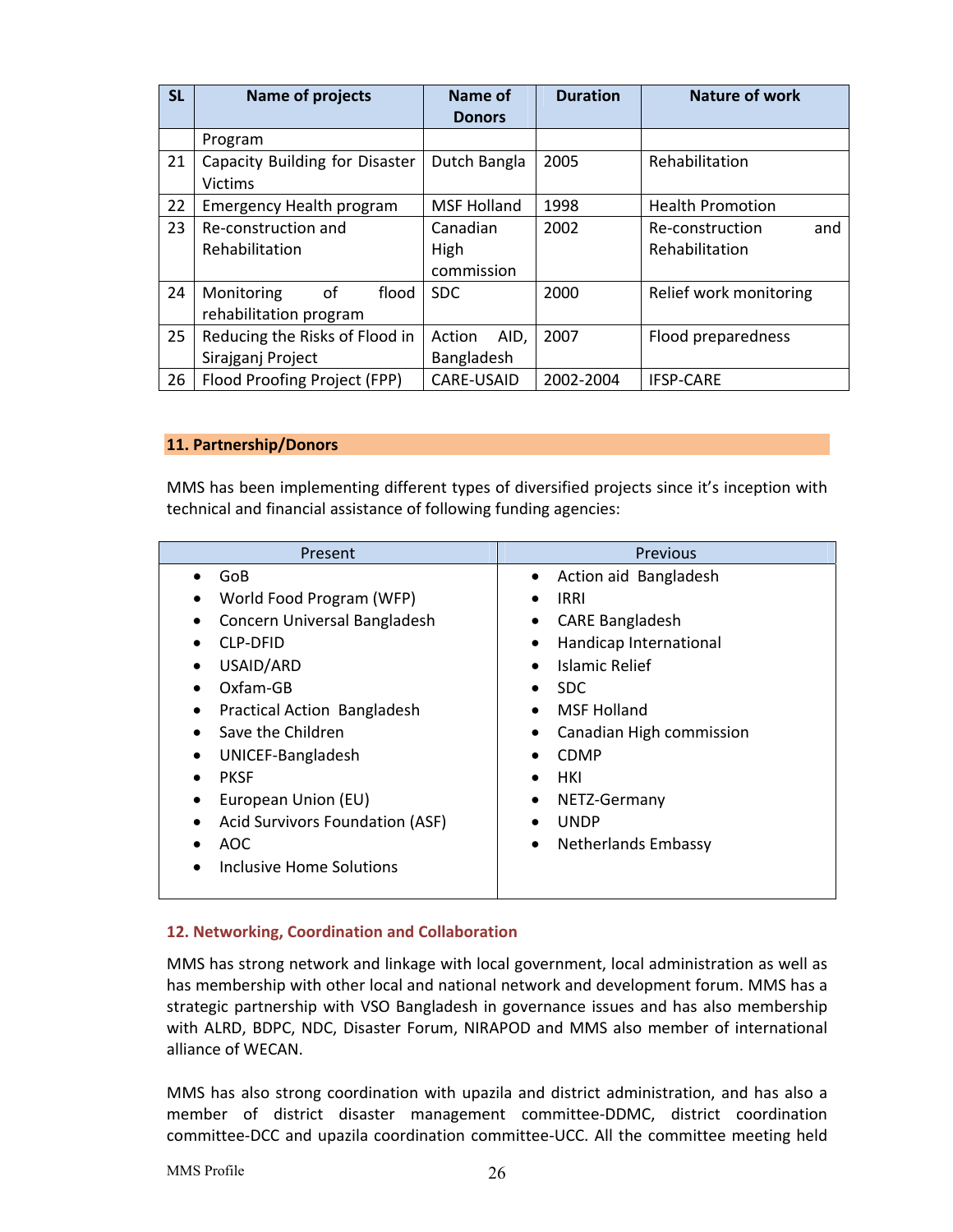| SL | Name of projects | Name of Donors | Duration | Nature of work |
|---|---|---|---|---|
| | Program | | | |
| 21 | Capacity Building for Disaster Victims | Dutch Bangla | 2005 | Rehabilitation |
| 22 | Emergency Health program | MSF Holland | 1998 | Health Promotion |
| 23 | Re-construction and Rehabilitation | Canadian High commission | 2002 | Re-construction and Rehabilitation |
| 24 | Monitoring of flood rehabilitation program | SDC | 2000 | Relief work monitoring |
| 25 | Reducing the Risks of Flood in Sirajganj Project | Action AID, Bangladesh | 2007 | Flood preparedness |
| 26 | Flood Proofing Project (FPP) | CARE-USAID | 2002-2004 | IFSP-CARE |

## 11. Partnership/Donors

MMS has been implementing different types of diversified projects since it's inception with technical and financial assistance of following funding agencies:

| Present | Previous |
|---|---|
| • GoB<br>• World Food Program (WFP)<br>• Concern Universal Bangladesh<br>• CLP-DFID<br>• USAID/ARD<br>• Oxfam-GB<br>• Practical Action Bangladesh<br>• Save the Children<br>• UNICEF-Bangladesh<br>• PKSF<br>• European Union (EU)<br>• Acid Survivors Foundation (ASF)<br>• AOC<br>• Inclusive Home Solutions | • Action aid Bangladesh<br>• IRRI<br>• CARE Bangladesh<br>• Handicap International<br>• Islamic Relief<br>• SDC<br>• MSF Holland<br>• Canadian High commission<br>• CDMP<br>• HKI<br>• NETZ-Germany<br>• UNDP<br>• Netherlands Embassy |

## 12. Networking, Coordination and Collaboration

MMS has strong network and linkage with local government, local administration as well as has membership with other local and national network and development forum. MMS has a strategic partnership with VSO Bangladesh in governance issues and has also membership with ALRD, BDPC, NDC, Disaster Forum, NIRAPOD and MMS also member of international alliance of WECAN.

MMS has also strong coordination with upazila and district administration, and has also a member of district disaster management committee-DDMC, district coordination committee-DCC and upazila coordination committee-UCC. All the committee meeting held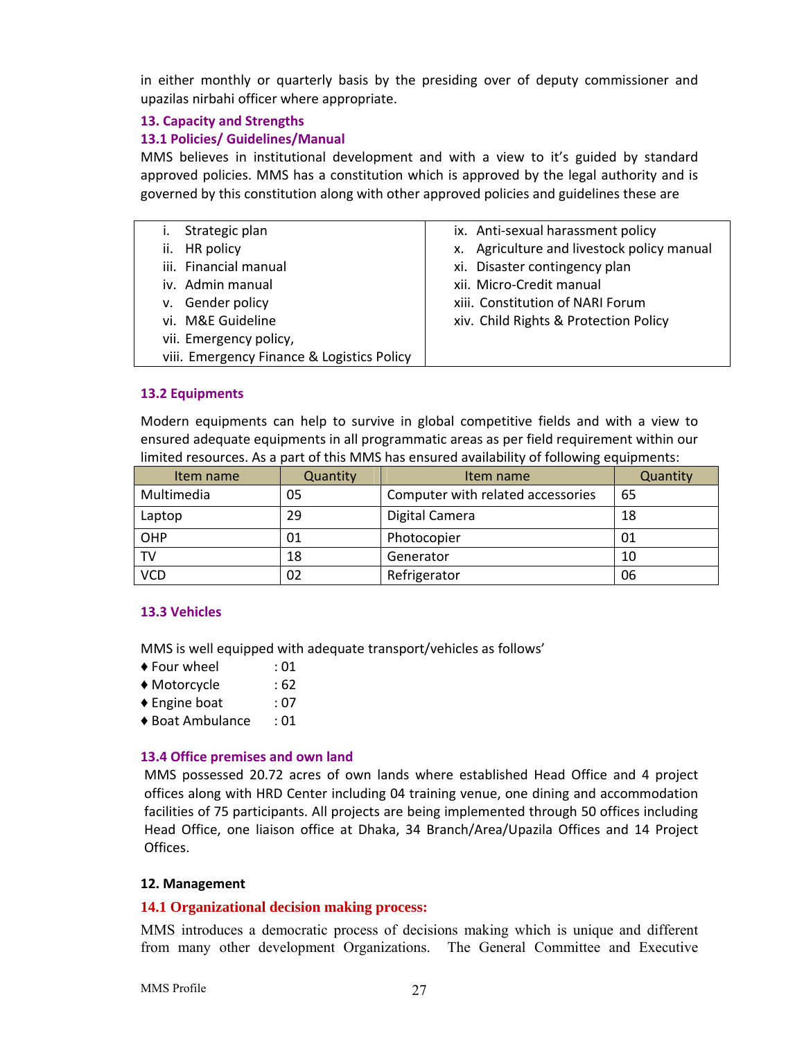in either monthly or quarterly basis by the presiding over of deputy commissioner and upazilas nirbahi officer where appropriate.

### 13. Capacity and Strengths

#### 13.1 Policies/ Guidelines/Manual

MMS believes in institutional development and with a view to it's guided by standard approved policies. MMS has a constitution which is approved by the legal authority and is governed by this constitution along with other approved policies and guidelines these are

| | |
|---|---|
| i. Strategic plan<br>ii. HR policy<br>iii. Financial manual<br>iv. Admin manual<br>v. Gender policy<br>vi. M&E Guideline<br>vii. Emergency policy,<br>viii. Emergency Finance & Logistics Policy | ix. Anti-sexual harassment policy<br>x. Agriculture and livestock policy manual<br>xi. Disaster contingency plan<br>xii. Micro-Credit manual<br>xiii. Constitution of NARI Forum<br>xiv. Child Rights & Protection Policy |

#### 13.2 Equipments

Modern equipments can help to survive in global competitive fields and with a view to ensured adequate equipments in all programmatic areas as per field requirement within our limited resources. As a part of this MMS has ensured availability of following equipments:

| Item name | Quantity | Item name | Quantity |
|---|---|---|---|
| Multimedia | 05 | Computer with related accessories | 65 |
| Laptop | 29 | Digital Camera | 18 |
| OHP | 01 | Photocopier | 01 |
| TV | 18 | Generator | 10 |
| VCD | 02 | Refrigerator | 06 |

#### 13.3 Vehicles

MMS is well equipped with adequate transport/vehicles as follows'

- ♦ Four wheel : 01
- ♦ Motorcycle : 62
- ♦ Engine boat : 07
- ♦ Boat Ambulance : 01

#### 13.4 Office premises and own land

MMS possessed 20.72 acres of own lands where established Head Office and 4 project offices along with HRD Center including 04 training venue, one dining and accommodation facilities of 75 participants. All projects are being implemented through 50 offices including Head Office, one liaison office at Dhaka, 34 Branch/Area/Upazila Offices and 14 Project Offices.

### 12. Management

#### 14.1 Organizational decision making process:

MMS introduces a democratic process of decisions making which is unique and different from many other development Organizations. The General Committee and Executive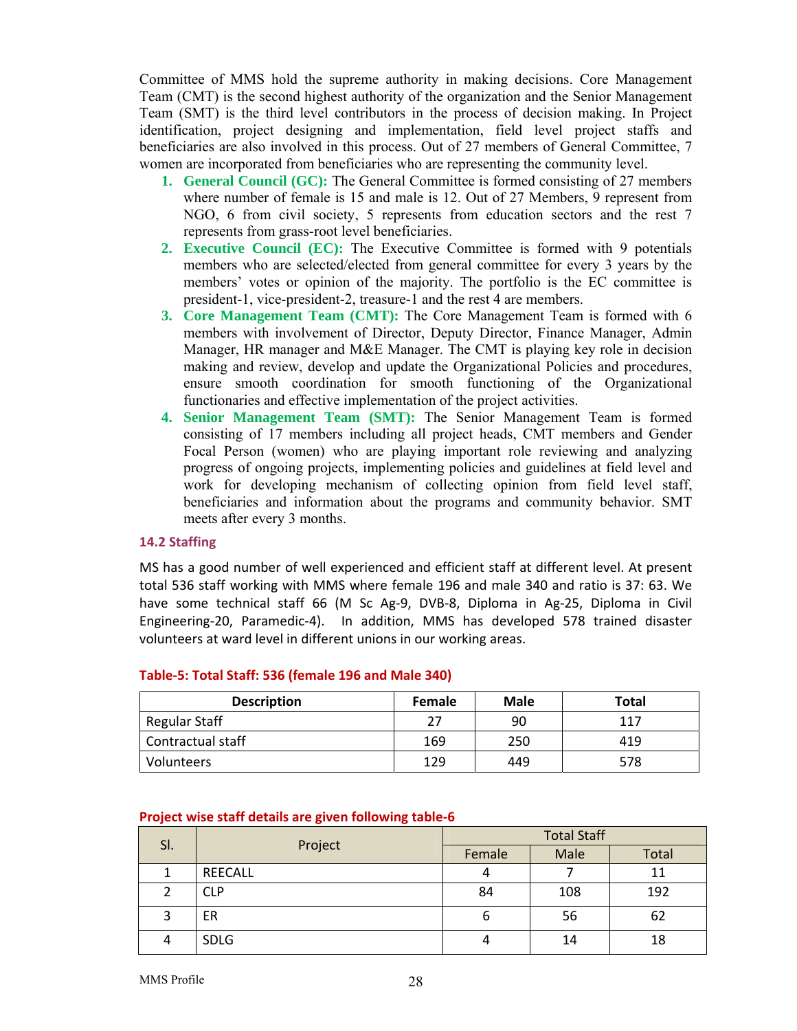Committee of MMS hold the supreme authority in making decisions. Core Management Team (CMT) is the second highest authority of the organization and the Senior Management Team (SMT) is the third level contributors in the process of decision making. In Project identification, project designing and implementation, field level project staffs and beneficiaries are also involved in this process. Out of 27 members of General Committee, 7 women are incorporated from beneficiaries who are representing the community level.

1. **General Council (GC):** The General Committee is formed consisting of 27 members where number of female is 15 and male is 12. Out of 27 Members, 9 represent from NGO, 6 from civil society, 5 represents from education sectors and the rest 7 represents from grass-root level beneficiaries.
2. **Executive Council (EC):** The Executive Committee is formed with 9 potentials members who are selected/elected from general committee for every 3 years by the members' votes or opinion of the majority. The portfolio is the EC committee is president-1, vice-president-2, treasure-1 and the rest 4 are members.
3. **Core Management Team (CMT):** The Core Management Team is formed with 6 members with involvement of Director, Deputy Director, Finance Manager, Admin Manager, HR manager and M&E Manager. The CMT is playing key role in decision making and review, develop and update the Organizational Policies and procedures, ensure smooth coordination for smooth functioning of the Organizational functionaries and effective implementation of the project activities.
4. **Senior Management Team (SMT):** The Senior Management Team is formed consisting of 17 members including all project heads, CMT members and Gender Focal Person (women) who are playing important role reviewing and analyzing progress of ongoing projects, implementing policies and guidelines at field level and work for developing mechanism of collecting opinion from field level staff, beneficiaries and information about the programs and community behavior. SMT meets after every 3 months.

### 14.2 Staffing

MS has a good number of well experienced and efficient staff at different level. At present total 536 staff working with MMS where female 196 and male 340 and ratio is 37: 63. We have some technical staff 66 (M Sc Ag-9, DVB-8, Diploma in Ag-25, Diploma in Civil Engineering-20, Paramedic-4). In addition, MMS has developed 578 trained disaster volunteers at ward level in different unions in our working areas.

**Table-5: Total Staff: 536 (female 196 and Male 340)**

| Description | Female | Male | Total |
|---|---|---|---|
| Regular Staff | 27 | 90 | 117 |
| Contractual staff | 169 | 250 | 419 |
| Volunteers | 129 | 449 | 578 |

**Project wise staff details are given following table-6**

| Sl. | Project | Total Staff | | |
|---|---|---|---|---|
| | | Female | Male | Total |
| 1 | REECALL | 4 | 7 | 11 |
| 2 | CLP | 84 | 108 | 192 |
| 3 | ER | 6 | 56 | 62 |
| 4 | SDLG | 4 | 14 | 18 |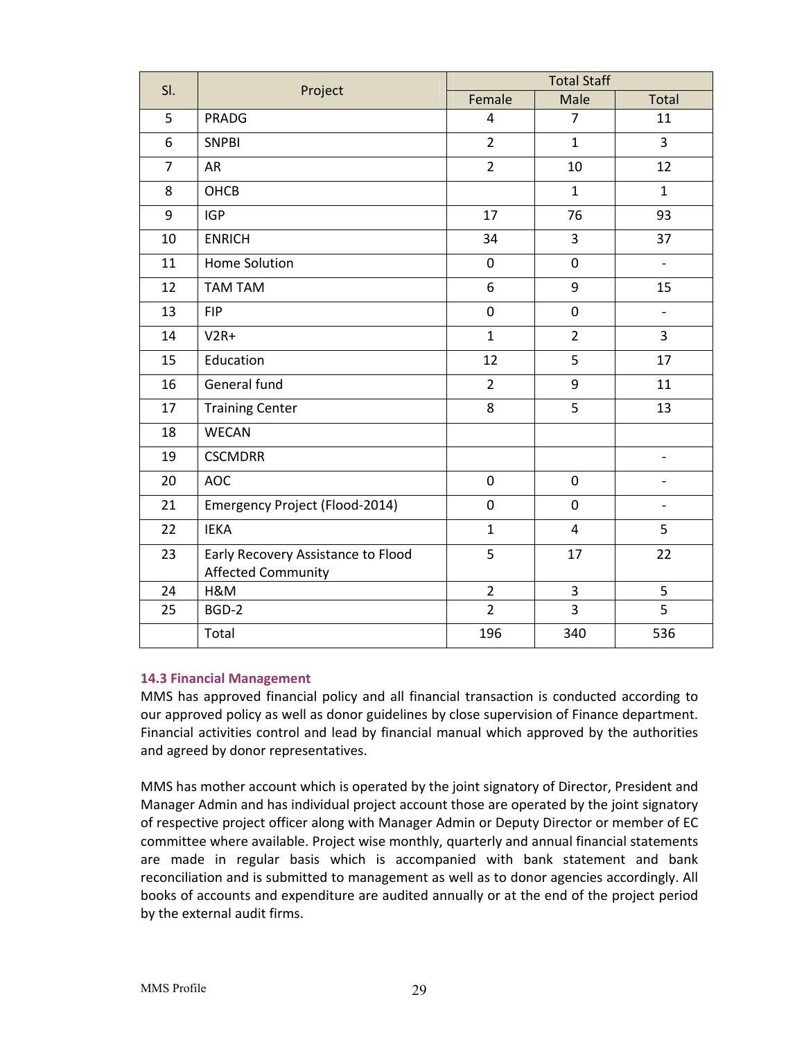| Sl. | Project | Total Staff | | |
|---|---|---|---|---|
| | | Female | Male | Total |
| 5 | PRADG | 4 | 7 | 11 |
| 6 | SNPBI | 2 | 1 | 3 |
| 7 | AR | 2 | 10 | 12 |
| 8 | OHCB | | 1 | 1 |
| 9 | IGP | 17 | 76 | 93 |
| 10 | ENRICH | 34 | 3 | 37 |
| 11 | Home Solution | 0 | 0 | - |
| 12 | TAM TAM | 6 | 9 | 15 |
| 13 | FIP | 0 | 0 | - |
| 14 | V2R+ | 1 | 2 | 3 |
| 15 | Education | 12 | 5 | 17 |
| 16 | General fund | 2 | 9 | 11 |
| 17 | Training Center | 8 | 5 | 13 |
| 18 | WECAN | | | |
| 19 | CSCMDRR | | | - |
| 20 | AOC | 0 | 0 | - |
| 21 | Emergency Project (Flood-2014) | 0 | 0 | - |
| 22 | IEKA | 1 | 4 | 5 |
| 23 | Early Recovery Assistance to Flood Affected Community | 5 | 17 | 22 |
| 24 | H&M | 2 | 3 | 5 |
| 25 | BGD-2 | 2 | 3 | 5 |
| | Total | 196 | 340 | 536 |

### 14.3 Financial Management

MMS has approved financial policy and all financial transaction is conducted according to our approved policy as well as donor guidelines by close supervision of Finance department. Financial activities control and lead by financial manual which approved by the authorities and agreed by donor representatives.

MMS has mother account which is operated by the joint signatory of Director, President and Manager Admin and has individual project account those are operated by the joint signatory of respective project officer along with Manager Admin or Deputy Director or member of EC committee where available. Project wise monthly, quarterly and annual financial statements are made in regular basis which is accompanied with bank statement and bank reconciliation and is submitted to management as well as to donor agencies accordingly. All books of accounts and expenditure are audited annually or at the end of the project period by the external audit firms.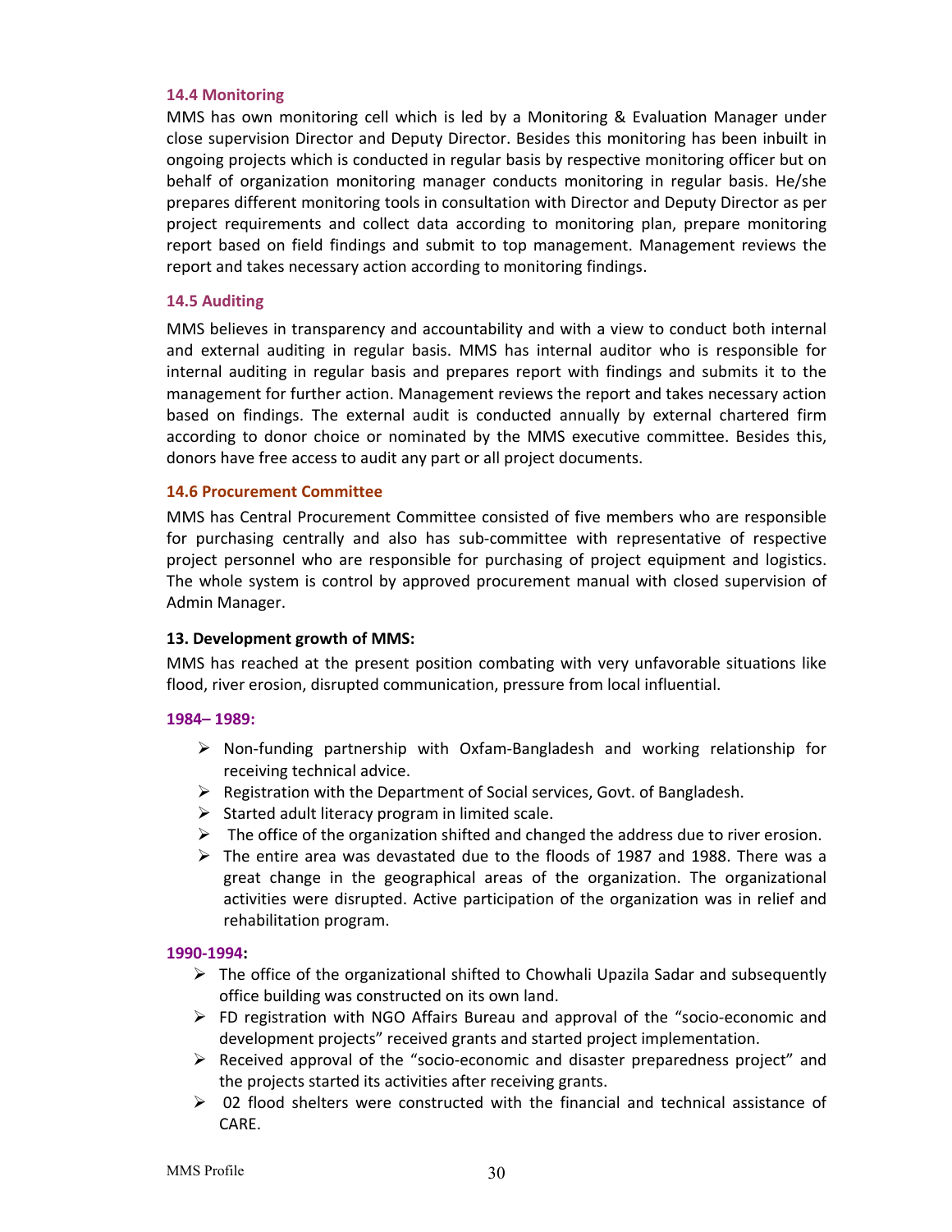### 14.4 Monitoring

MMS has own monitoring cell which is led by a Monitoring & Evaluation Manager under close supervision Director and Deputy Director. Besides this monitoring has been inbuilt in ongoing projects which is conducted in regular basis by respective monitoring officer but on behalf of organization monitoring manager conducts monitoring in regular basis. He/she prepares different monitoring tools in consultation with Director and Deputy Director as per project requirements and collect data according to monitoring plan, prepare monitoring report based on field findings and submit to top management. Management reviews the report and takes necessary action according to monitoring findings.

### 14.5 Auditing

MMS believes in transparency and accountability and with a view to conduct both internal and external auditing in regular basis. MMS has internal auditor who is responsible for internal auditing in regular basis and prepares report with findings and submits it to the management for further action. Management reviews the report and takes necessary action based on findings. The external audit is conducted annually by external chartered firm according to donor choice or nominated by the MMS executive committee. Besides this, donors have free access to audit any part or all project documents.

### 14.6 Procurement Committee

MMS has Central Procurement Committee consisted of five members who are responsible for purchasing centrally and also has sub-committee with representative of respective project personnel who are responsible for purchasing of project equipment and logistics. The whole system is control by approved procurement manual with closed supervision of Admin Manager.

## 13. Development growth of MMS:

MMS has reached at the present position combating with very unfavorable situations like flood, river erosion, disrupted communication, pressure from local influential.

### 1984– 1989:

- Non-funding partnership with Oxfam-Bangladesh and working relationship for receiving technical advice.
- Registration with the Department of Social services, Govt. of Bangladesh.
- Started adult literacy program in limited scale.
- The office of the organization shifted and changed the address due to river erosion.
- The entire area was devastated due to the floods of 1987 and 1988. There was a great change in the geographical areas of the organization. The organizational activities were disrupted. Active participation of the organization was in relief and rehabilitation program.

### 1990-1994:

- The office of the organizational shifted to Chowhali Upazila Sadar and subsequently office building was constructed on its own land.
- FD registration with NGO Affairs Bureau and approval of the “socio-economic and development projects” received grants and started project implementation.
- Received approval of the “socio-economic and disaster preparedness project” and the projects started its activities after receiving grants.
- 02 flood shelters were constructed with the financial and technical assistance of CARE.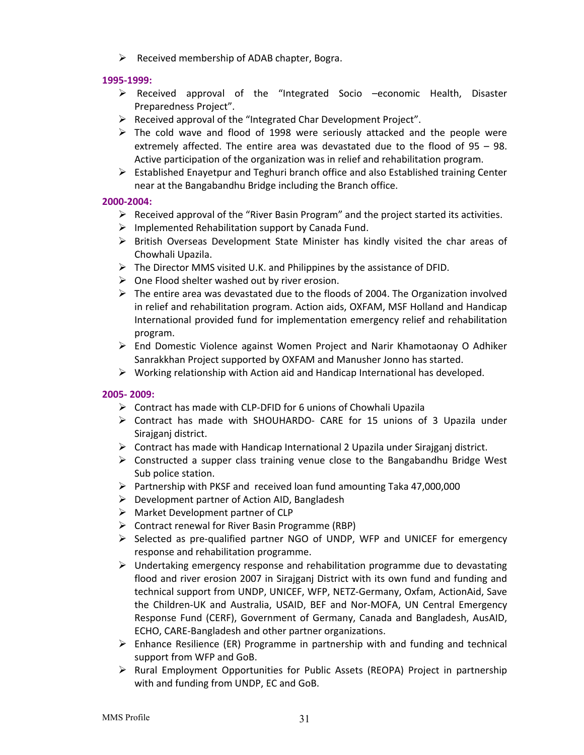- Received membership of ADAB chapter, Bogra.

**1995-1999:**

- Received approval of the "Integrated Socio –economic Health, Disaster Preparedness Project".
- Received approval of the "Integrated Char Development Project".
- The cold wave and flood of 1998 were seriously attacked and the people were extremely affected. The entire area was devastated due to the flood of 95 – 98. Active participation of the organization was in relief and rehabilitation program.
- Established Enayetpur and Teghuri branch office and also Established training Center near at the Bangabandhu Bridge including the Branch office.

**2000-2004:**

- Received approval of the "River Basin Program" and the project started its activities.
- Implemented Rehabilitation support by Canada Fund.
- British Overseas Development State Minister has kindly visited the char areas of Chowhali Upazila.
- The Director MMS visited U.K. and Philippines by the assistance of DFID.
- One Flood shelter washed out by river erosion.
- The entire area was devastated due to the floods of 2004. The Organization involved in relief and rehabilitation program. Action aids, OXFAM, MSF Holland and Handicap International provided fund for implementation emergency relief and rehabilitation program.
- End Domestic Violence against Women Project and Narir Khamotaonay O Adhiker Sanrakkhan Project supported by OXFAM and Manusher Jonno has started.
- Working relationship with Action aid and Handicap International has developed.

**2005- 2009:**

- Contract has made with CLP-DFID for 6 unions of Chowhali Upazila
- Contract has made with SHOUHARDO- CARE for 15 unions of 3 Upazila under Sirajganj district.
- Contract has made with Handicap International 2 Upazila under Sirajganj district.
- Constructed a supper class training venue close to the Bangabandhu Bridge West Sub police station.
- Partnership with PKSF and received loan fund amounting Taka 47,000,000
- Development partner of Action AID, Bangladesh
- Market Development partner of CLP
- Contract renewal for River Basin Programme (RBP)
- Selected as pre-qualified partner NGO of UNDP, WFP and UNICEF for emergency response and rehabilitation programme.
- Undertaking emergency response and rehabilitation programme due to devastating flood and river erosion 2007 in Sirajganj District with its own fund and funding and technical support from UNDP, UNICEF, WFP, NETZ-Germany, Oxfam, ActionAid, Save the Children-UK and Australia, USAID, BEF and Nor-MOFA, UN Central Emergency Response Fund (CERF), Government of Germany, Canada and Bangladesh, AusAID, ECHO, CARE-Bangladesh and other partner organizations.
- Enhance Resilience (ER) Programme in partnership with and funding and technical support from WFP and GoB.
- Rural Employment Opportunities for Public Assets (REOPA) Project in partnership with and funding from UNDP, EC and GoB.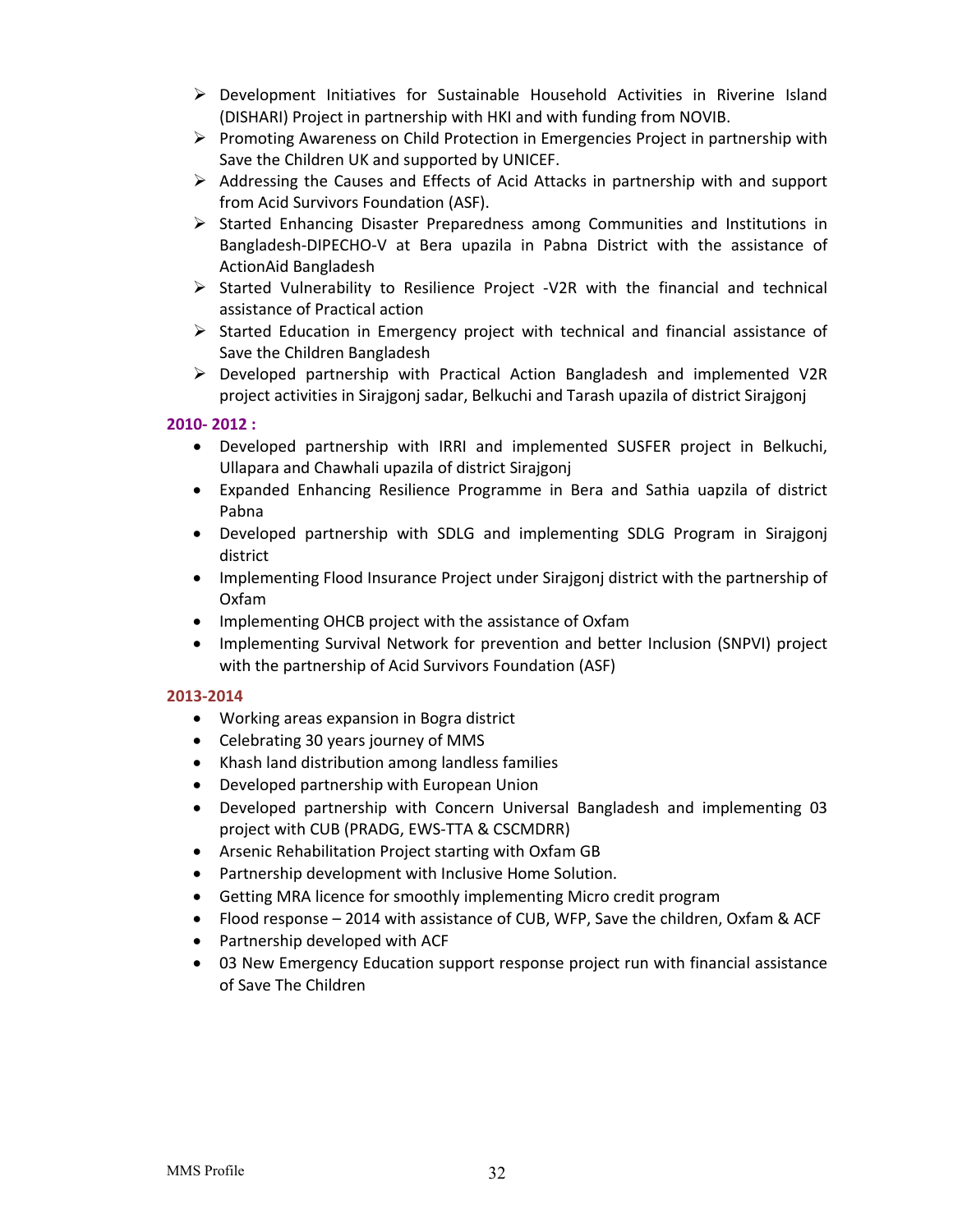- Development Initiatives for Sustainable Household Activities in Riverine Island (DISHARI) Project in partnership with HKI and with funding from NOVIB.
- Promoting Awareness on Child Protection in Emergencies Project in partnership with Save the Children UK and supported by UNICEF.
- Addressing the Causes and Effects of Acid Attacks in partnership with and support from Acid Survivors Foundation (ASF).
- Started Enhancing Disaster Preparedness among Communities and Institutions in Bangladesh-DIPECHO-V at Bera upazila in Pabna District with the assistance of ActionAid Bangladesh
- Started Vulnerability to Resilience Project -V2R with the financial and technical assistance of Practical action
- Started Education in Emergency project with technical and financial assistance of Save the Children Bangladesh
- Developed partnership with Practical Action Bangladesh and implemented V2R project activities in Sirajgonj sadar, Belkuchi and Tarash upazila of district Sirajgonj

**2010- 2012 :**

- Developed partnership with IRRI and implemented SUSFER project in Belkuchi, Ullapara and Chawhali upazila of district Sirajgonj
- Expanded Enhancing Resilience Programme in Bera and Sathia uapzila of district Pabna
- Developed partnership with SDLG and implementing SDLG Program in Sirajgonj district
- Implementing Flood Insurance Project under Sirajgonj district with the partnership of Oxfam
- Implementing OHCB project with the assistance of Oxfam
- Implementing Survival Network for prevention and better Inclusion (SNPVI) project with the partnership of Acid Survivors Foundation (ASF)

**2013-2014**

- Working areas expansion in Bogra district
- Celebrating 30 years journey of MMS
- Khash land distribution among landless families
- Developed partnership with European Union
- Developed partnership with Concern Universal Bangladesh and implementing 03 project with CUB (PRADG, EWS-TTA & CSCMDRR)
- Arsenic Rehabilitation Project starting with Oxfam GB
- Partnership development with Inclusive Home Solution.
- Getting MRA licence for smoothly implementing Micro credit program
- Flood response – 2014 with assistance of CUB, WFP, Save the children, Oxfam & ACF
- Partnership developed with ACF
- 03 New Emergency Education support response project run with financial assistance of Save The Children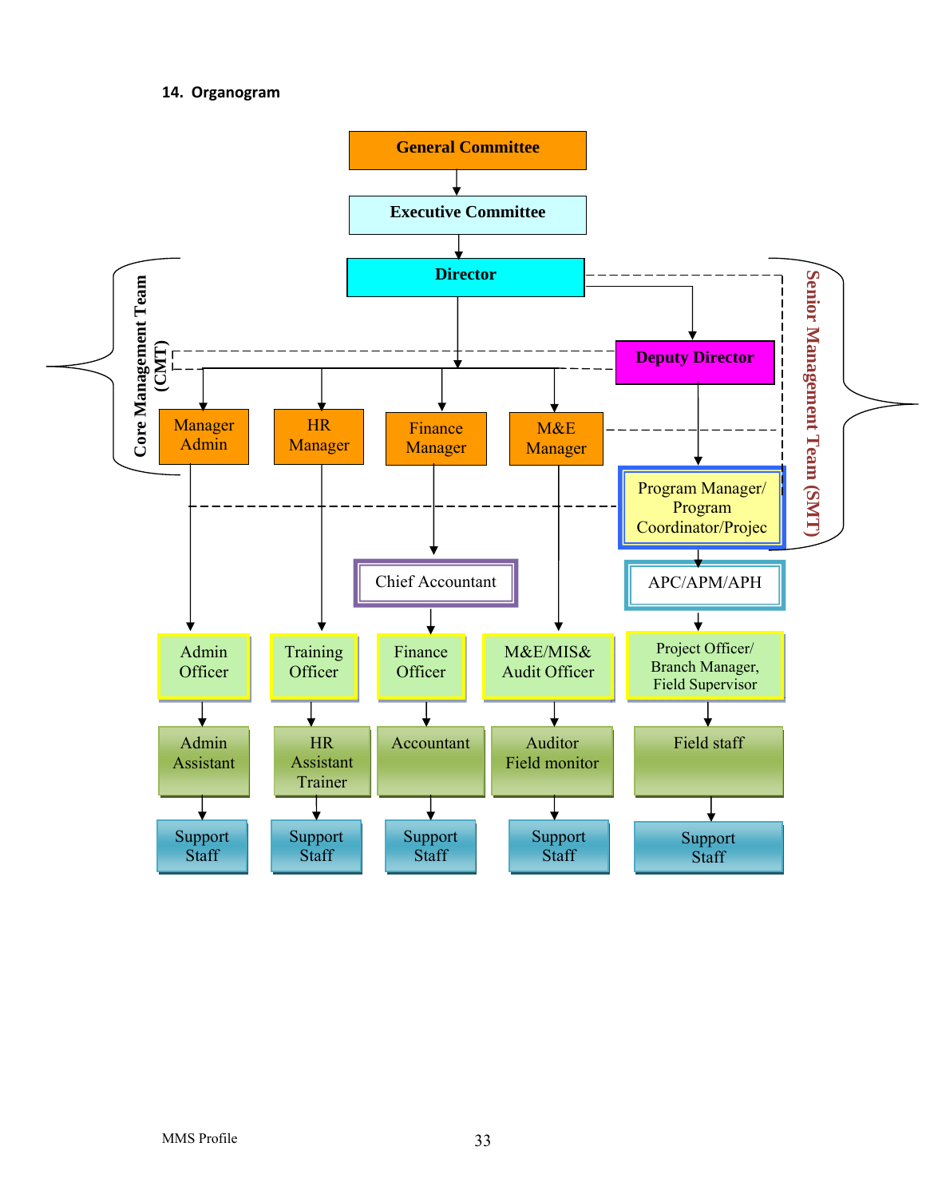## 14. Organogram

General Committee

Executive Committee

Director

Deputy Director

Core Management Team (CMT)

Senior Management Team (SMT)

Manager Admin

HR Manager

Finance Manager

M&E Manager

Program Manager/ Program Coordinator/Projec

Chief Accountant

APC/APM/APH

Admin Officer

Training Officer

Finance Officer

M&E/MIS& Audit Officer

Project Officer/ Branch Manager, Field Supervisor

Admin Assistant

HR Assistant Trainer

Accountant

Auditor Field monitor

Field staff

Support Staff

Support Staff

Support Staff

Support Staff

Support Staff